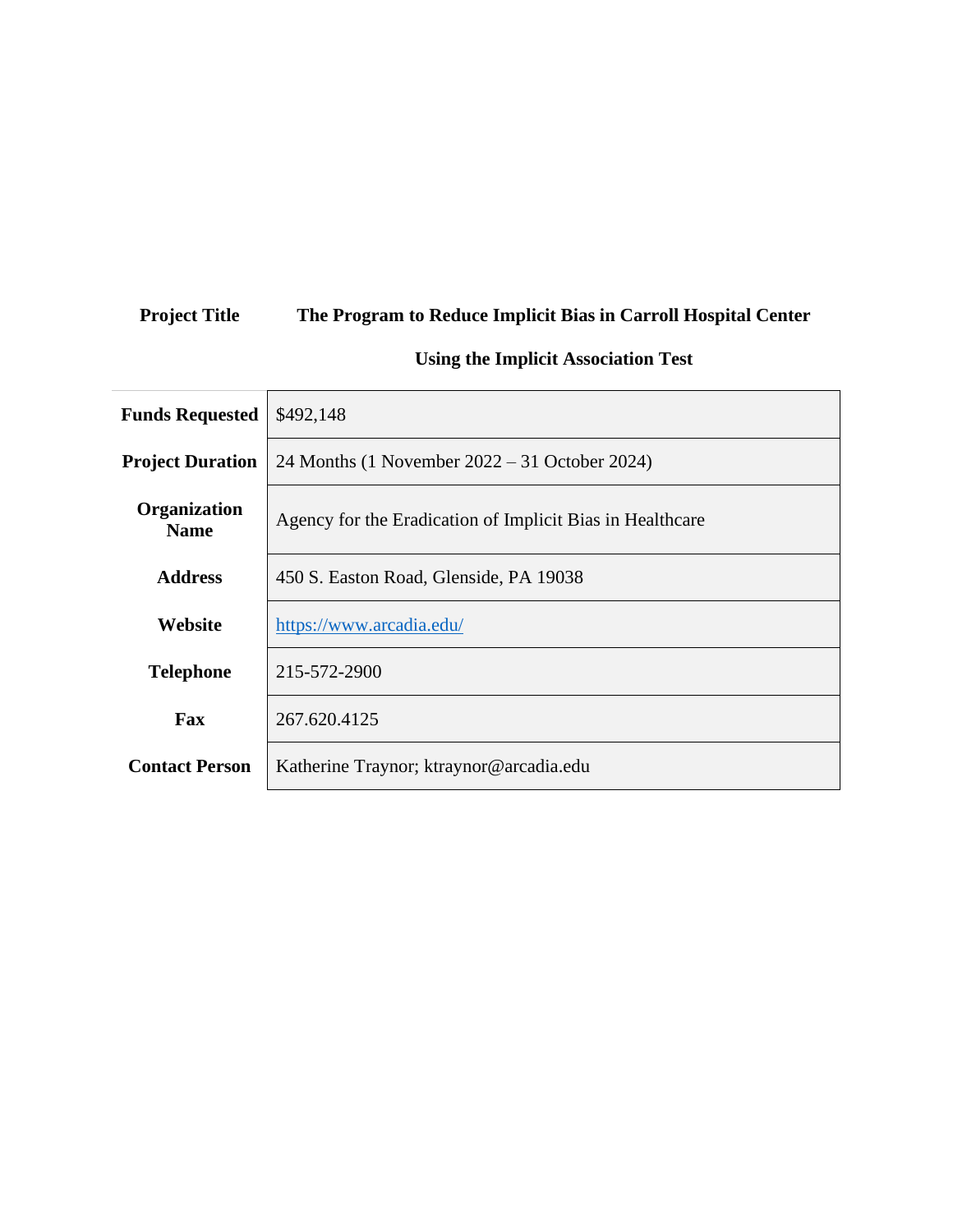**Project Title** **The Program to Reduce Implicit Bias in Carroll Hospital Center Using the Implicit Association Test**

| | |
|---|---|
| **Funds Requested** | $492,148 |
| **Project Duration** | 24 Months (1 November 2022 – 31 October 2024) |
| **Organization Name** | Agency for the Eradication of Implicit Bias in Healthcare |
| **Address** | 450 S. Easton Road, Glenside, PA 19038 |
| **Website** | https://www.arcadia.edu/ |
| **Telephone** | 215-572-2900 |
| **Fax** | 267.620.4125 |
| **Contact Person** | Katherine Traynor; ktraynor@arcadia.edu |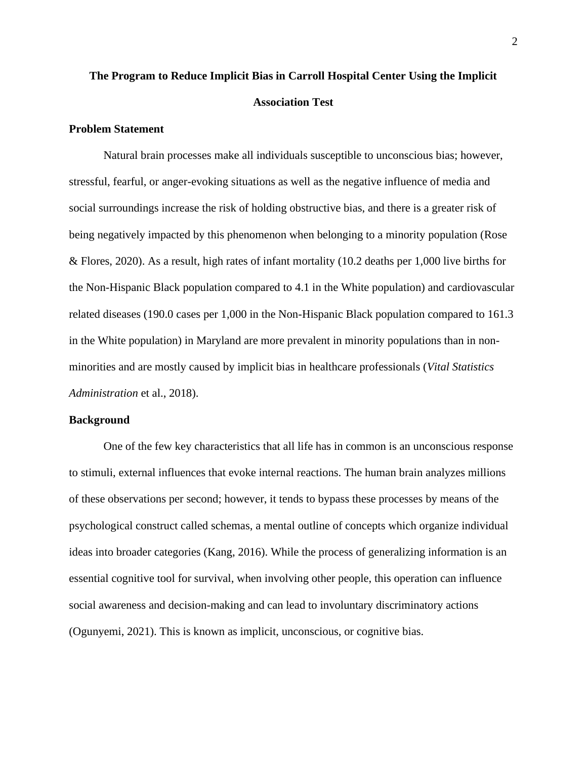# The Program to Reduce Implicit Bias in Carroll Hospital Center Using the Implicit Association Test

## Problem Statement

Natural brain processes make all individuals susceptible to unconscious bias; however, stressful, fearful, or anger-evoking situations as well as the negative influence of media and social surroundings increase the risk of holding obstructive bias, and there is a greater risk of being negatively impacted by this phenomenon when belonging to a minority population (Rose & Flores, 2020). As a result, high rates of infant mortality (10.2 deaths per 1,000 live births for the Non-Hispanic Black population compared to 4.1 in the White population) and cardiovascular related diseases (190.0 cases per 1,000 in the Non-Hispanic Black population compared to 161.3 in the White population) in Maryland are more prevalent in minority populations than in non-minorities and are mostly caused by implicit bias in healthcare professionals (*Vital Statistics Administration* et al., 2018).

## Background

One of the few key characteristics that all life has in common is an unconscious response to stimuli, external influences that evoke internal reactions. The human brain analyzes millions of these observations per second; however, it tends to bypass these processes by means of the psychological construct called schemas, a mental outline of concepts which organize individual ideas into broader categories (Kang, 2016). While the process of generalizing information is an essential cognitive tool for survival, when involving other people, this operation can influence social awareness and decision-making and can lead to involuntary discriminatory actions (Ogunyemi, 2021). This is known as implicit, unconscious, or cognitive bias.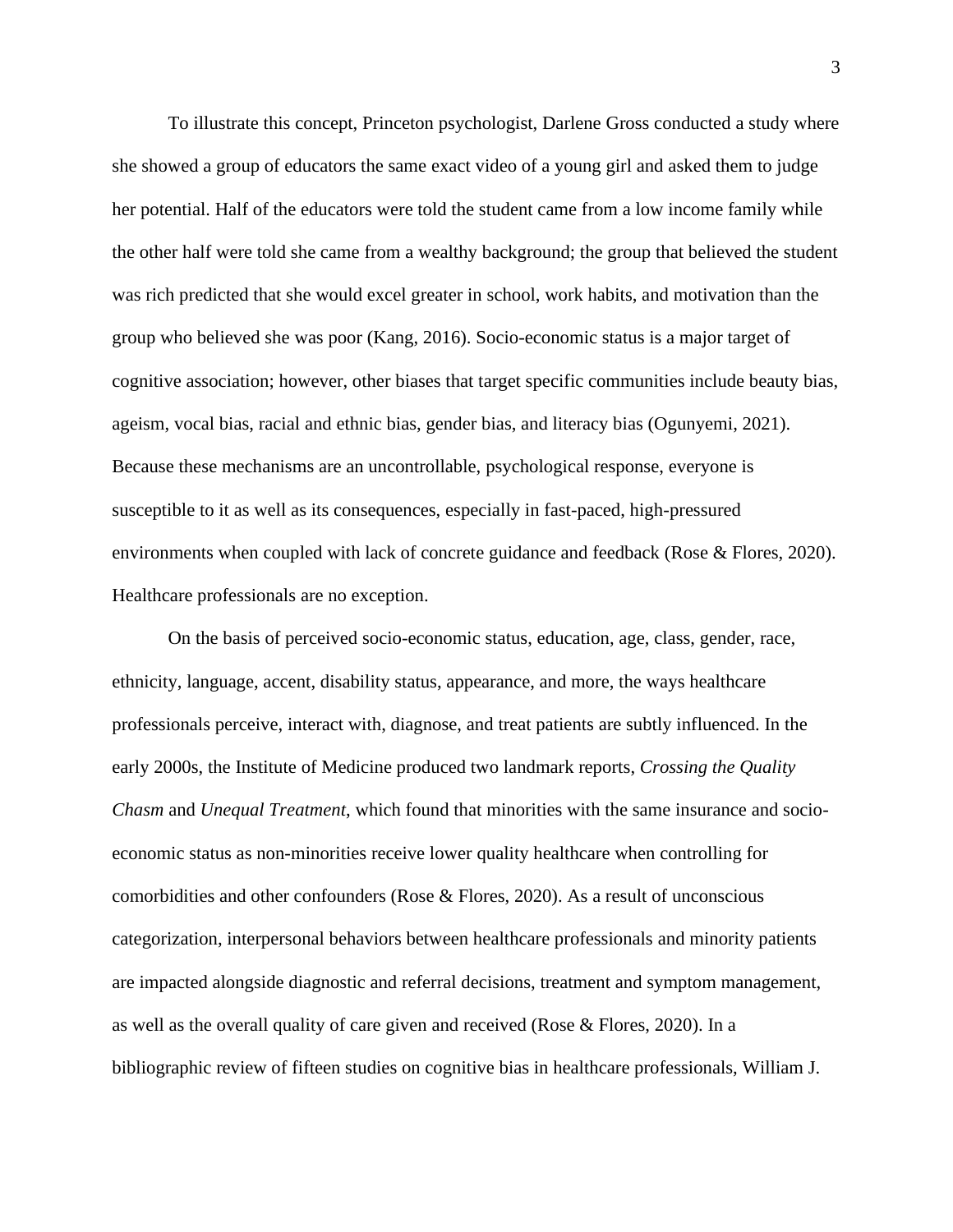To illustrate this concept, Princeton psychologist, Darlene Gross conducted a study where she showed a group of educators the same exact video of a young girl and asked them to judge her potential. Half of the educators were told the student came from a low income family while the other half were told she came from a wealthy background; the group that believed the student was rich predicted that she would excel greater in school, work habits, and motivation than the group who believed she was poor (Kang, 2016). Socio-economic status is a major target of cognitive association; however, other biases that target specific communities include beauty bias, ageism, vocal bias, racial and ethnic bias, gender bias, and literacy bias (Ogunyemi, 2021). Because these mechanisms are an uncontrollable, psychological response, everyone is susceptible to it as well as its consequences, especially in fast-paced, high-pressured environments when coupled with lack of concrete guidance and feedback (Rose & Flores, 2020). Healthcare professionals are no exception.

On the basis of perceived socio-economic status, education, age, class, gender, race, ethnicity, language, accent, disability status, appearance, and more, the ways healthcare professionals perceive, interact with, diagnose, and treat patients are subtly influenced. In the early 2000s, the Institute of Medicine produced two landmark reports, *Crossing the Quality Chasm* and *Unequal Treatment*, which found that minorities with the same insurance and socio-economic status as non-minorities receive lower quality healthcare when controlling for comorbidities and other confounders (Rose & Flores, 2020). As a result of unconscious categorization, interpersonal behaviors between healthcare professionals and minority patients are impacted alongside diagnostic and referral decisions, treatment and symptom management, as well as the overall quality of care given and received (Rose & Flores, 2020). In a bibliographic review of fifteen studies on cognitive bias in healthcare professionals, William J.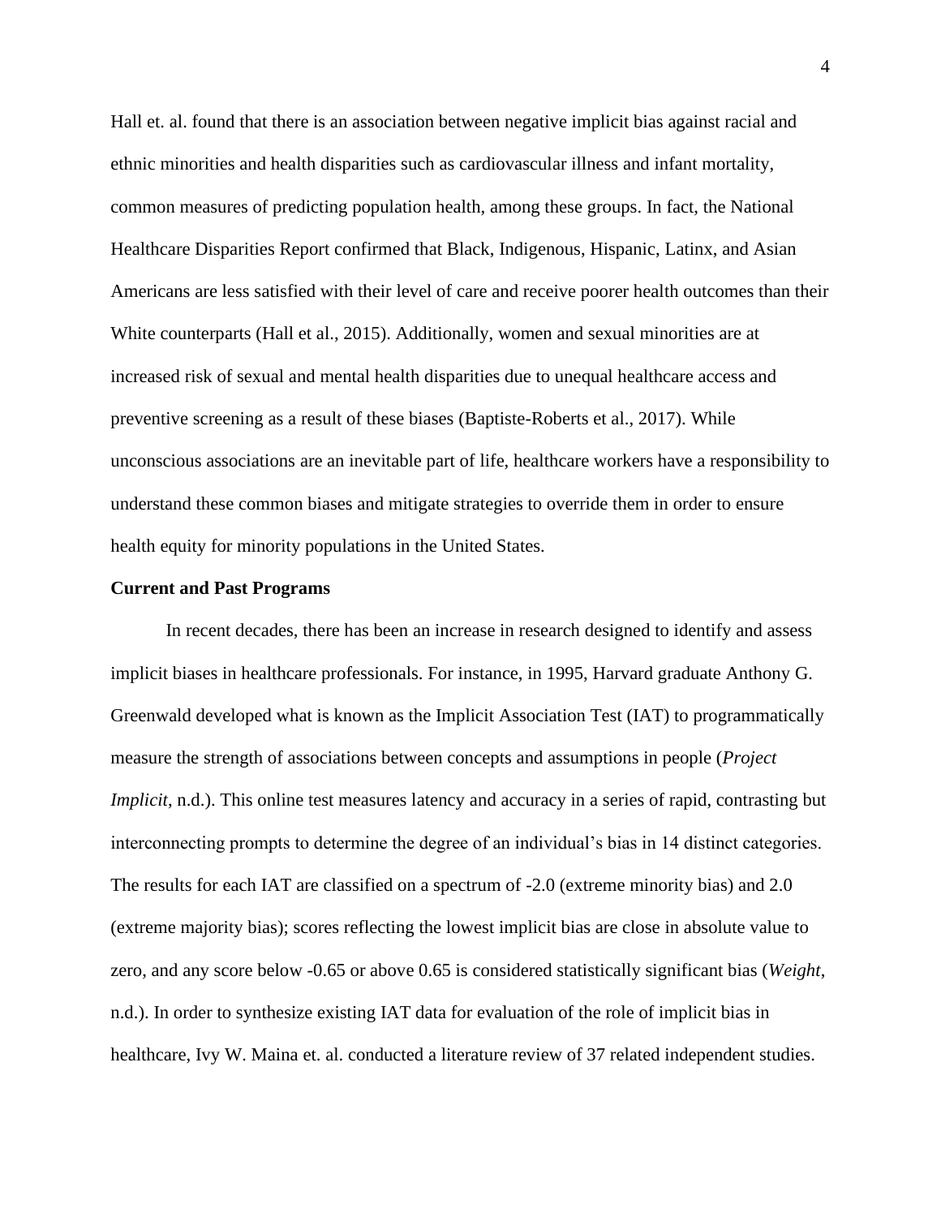Hall et. al. found that there is an association between negative implicit bias against racial and ethnic minorities and health disparities such as cardiovascular illness and infant mortality, common measures of predicting population health, among these groups. In fact, the National Healthcare Disparities Report confirmed that Black, Indigenous, Hispanic, Latinx, and Asian Americans are less satisfied with their level of care and receive poorer health outcomes than their White counterparts (Hall et al., 2015). Additionally, women and sexual minorities are at increased risk of sexual and mental health disparities due to unequal healthcare access and preventive screening as a result of these biases (Baptiste-Roberts et al., 2017). While unconscious associations are an inevitable part of life, healthcare workers have a responsibility to understand these common biases and mitigate strategies to override them in order to ensure health equity for minority populations in the United States.

**Current and Past Programs**

In recent decades, there has been an increase in research designed to identify and assess implicit biases in healthcare professionals. For instance, in 1995, Harvard graduate Anthony G. Greenwald developed what is known as the Implicit Association Test (IAT) to programmatically measure the strength of associations between concepts and assumptions in people (*Project Implicit*, n.d.). This online test measures latency and accuracy in a series of rapid, contrasting but interconnecting prompts to determine the degree of an individual's bias in 14 distinct categories. The results for each IAT are classified on a spectrum of -2.0 (extreme minority bias) and 2.0 (extreme majority bias); scores reflecting the lowest implicit bias are close in absolute value to zero, and any score below -0.65 or above 0.65 is considered statistically significant bias (*Weight*, n.d.). In order to synthesize existing IAT data for evaluation of the role of implicit bias in healthcare, Ivy W. Maina et. al. conducted a literature review of 37 related independent studies.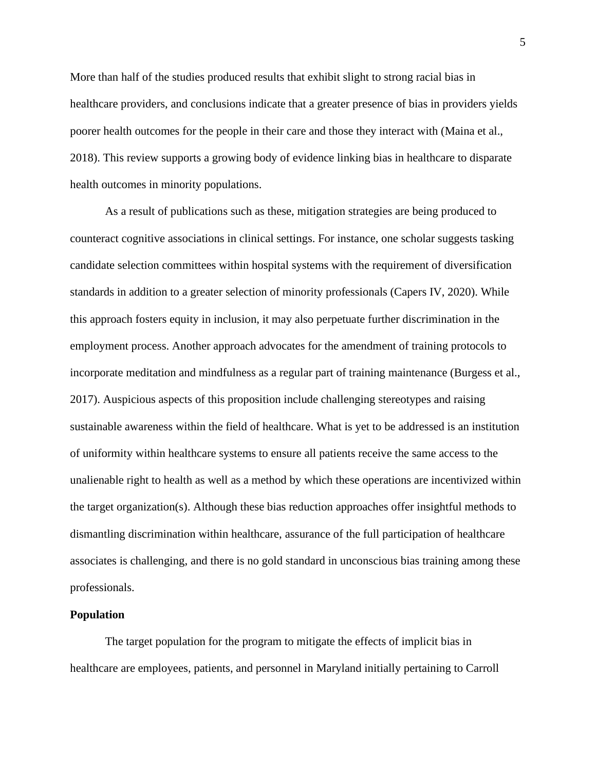More than half of the studies produced results that exhibit slight to strong racial bias in healthcare providers, and conclusions indicate that a greater presence of bias in providers yields poorer health outcomes for the people in their care and those they interact with (Maina et al., 2018). This review supports a growing body of evidence linking bias in healthcare to disparate health outcomes in minority populations.

As a result of publications such as these, mitigation strategies are being produced to counteract cognitive associations in clinical settings. For instance, one scholar suggests tasking candidate selection committees within hospital systems with the requirement of diversification standards in addition to a greater selection of minority professionals (Capers IV, 2020). While this approach fosters equity in inclusion, it may also perpetuate further discrimination in the employment process. Another approach advocates for the amendment of training protocols to incorporate meditation and mindfulness as a regular part of training maintenance (Burgess et al., 2017). Auspicious aspects of this proposition include challenging stereotypes and raising sustainable awareness within the field of healthcare. What is yet to be addressed is an institution of uniformity within healthcare systems to ensure all patients receive the same access to the unalienable right to health as well as a method by which these operations are incentivized within the target organization(s). Although these bias reduction approaches offer insightful methods to dismantling discrimination within healthcare, assurance of the full participation of healthcare associates is challenging, and there is no gold standard in unconscious bias training among these professionals.

**Population**

The target population for the program to mitigate the effects of implicit bias in healthcare are employees, patients, and personnel in Maryland initially pertaining to Carroll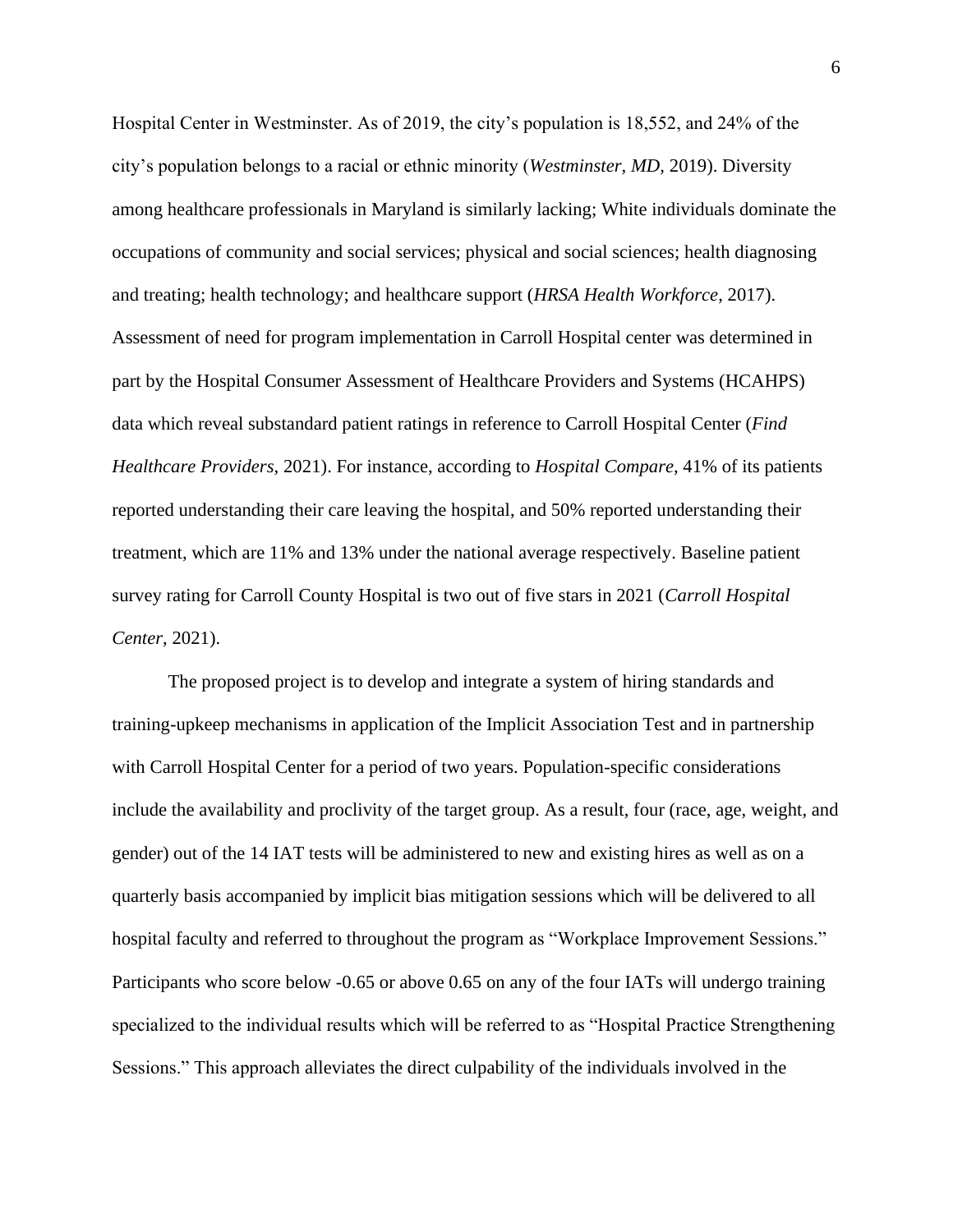Hospital Center in Westminster. As of 2019, the city's population is 18,552, and 24% of the city's population belongs to a racial or ethnic minority (*Westminster, MD,* 2019). Diversity among healthcare professionals in Maryland is similarly lacking; White individuals dominate the occupations of community and social services; physical and social sciences; health diagnosing and treating; health technology; and healthcare support (*HRSA Health Workforce*, 2017). Assessment of need for program implementation in Carroll Hospital center was determined in part by the Hospital Consumer Assessment of Healthcare Providers and Systems (HCAHPS) data which reveal substandard patient ratings in reference to Carroll Hospital Center (*Find Healthcare Providers*, 2021). For instance, according to *Hospital Compare*, 41% of its patients reported understanding their care leaving the hospital, and 50% reported understanding their treatment, which are 11% and 13% under the national average respectively. Baseline patient survey rating for Carroll County Hospital is two out of five stars in 2021 (*Carroll Hospital Center*, 2021).

The proposed project is to develop and integrate a system of hiring standards and training-upkeep mechanisms in application of the Implicit Association Test and in partnership with Carroll Hospital Center for a period of two years. Population-specific considerations include the availability and proclivity of the target group. As a result, four (race, age, weight, and gender) out of the 14 IAT tests will be administered to new and existing hires as well as on a quarterly basis accompanied by implicit bias mitigation sessions which will be delivered to all hospital faculty and referred to throughout the program as "Workplace Improvement Sessions." Participants who score below -0.65 or above 0.65 on any of the four IATs will undergo training specialized to the individual results which will be referred to as "Hospital Practice Strengthening Sessions." This approach alleviates the direct culpability of the individuals involved in the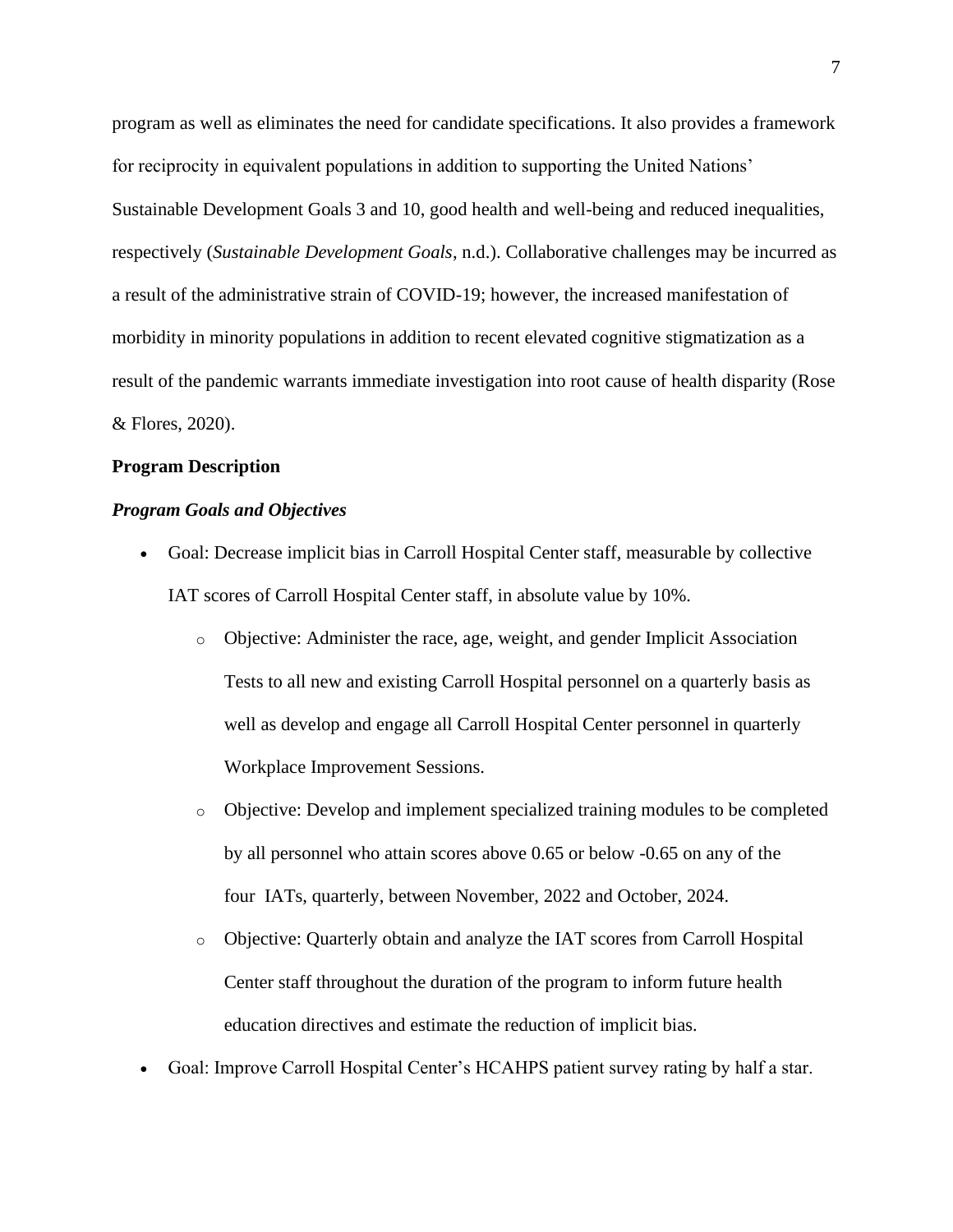program as well as eliminates the need for candidate specifications. It also provides a framework for reciprocity in equivalent populations in addition to supporting the United Nations' Sustainable Development Goals 3 and 10, good health and well-being and reduced inequalities, respectively (*Sustainable Development Goals*, n.d.). Collaborative challenges may be incurred as a result of the administrative strain of COVID-19; however, the increased manifestation of morbidity in minority populations in addition to recent elevated cognitive stigmatization as a result of the pandemic warrants immediate investigation into root cause of health disparity (Rose & Flores, 2020).

**Program Description**

***Program Goals and Objectives***

- Goal: Decrease implicit bias in Carroll Hospital Center staff, measurable by collective IAT scores of Carroll Hospital Center staff, in absolute value by 10%.
  - Objective: Administer the race, age, weight, and gender Implicit Association Tests to all new and existing Carroll Hospital personnel on a quarterly basis as well as develop and engage all Carroll Hospital Center personnel in quarterly Workplace Improvement Sessions.
  - Objective: Develop and implement specialized training modules to be completed by all personnel who attain scores above 0.65 or below -0.65 on any of the four IATs, quarterly, between November, 2022 and October, 2024.
  - Objective: Quarterly obtain and analyze the IAT scores from Carroll Hospital Center staff throughout the duration of the program to inform future health education directives and estimate the reduction of implicit bias.
- Goal: Improve Carroll Hospital Center's HCAHPS patient survey rating by half a star.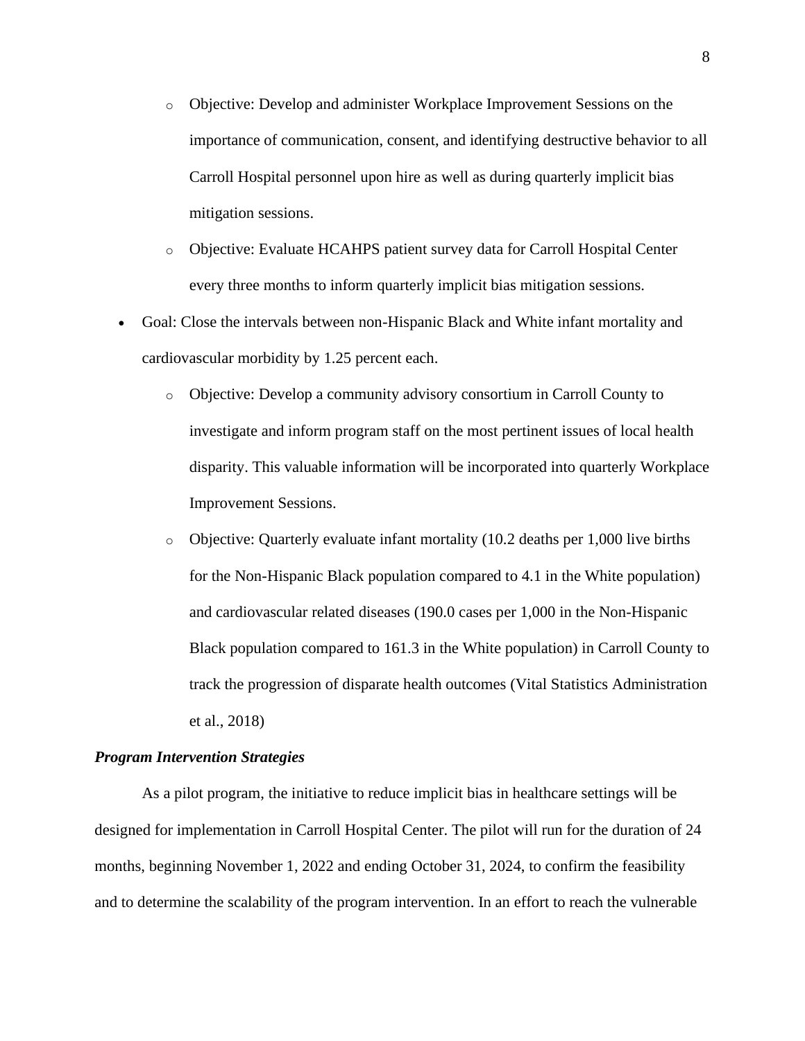- Objective: Develop and administer Workplace Improvement Sessions on the importance of communication, consent, and identifying destructive behavior to all Carroll Hospital personnel upon hire as well as during quarterly implicit bias mitigation sessions.
  - Objective: Evaluate HCAHPS patient survey data for Carroll Hospital Center every three months to inform quarterly implicit bias mitigation sessions.
- Goal: Close the intervals between non-Hispanic Black and White infant mortality and cardiovascular morbidity by 1.25 percent each.
  - Objective: Develop a community advisory consortium in Carroll County to investigate and inform program staff on the most pertinent issues of local health disparity. This valuable information will be incorporated into quarterly Workplace Improvement Sessions.
  - Objective: Quarterly evaluate infant mortality (10.2 deaths per 1,000 live births for the Non-Hispanic Black population compared to 4.1 in the White population) and cardiovascular related diseases (190.0 cases per 1,000 in the Non-Hispanic Black population compared to 161.3 in the White population) in Carroll County to track the progression of disparate health outcomes (Vital Statistics Administration et al., 2018)

***Program Intervention Strategies***

As a pilot program, the initiative to reduce implicit bias in healthcare settings will be designed for implementation in Carroll Hospital Center. The pilot will run for the duration of 24 months, beginning November 1, 2022 and ending October 31, 2024, to confirm the feasibility and to determine the scalability of the program intervention. In an effort to reach the vulnerable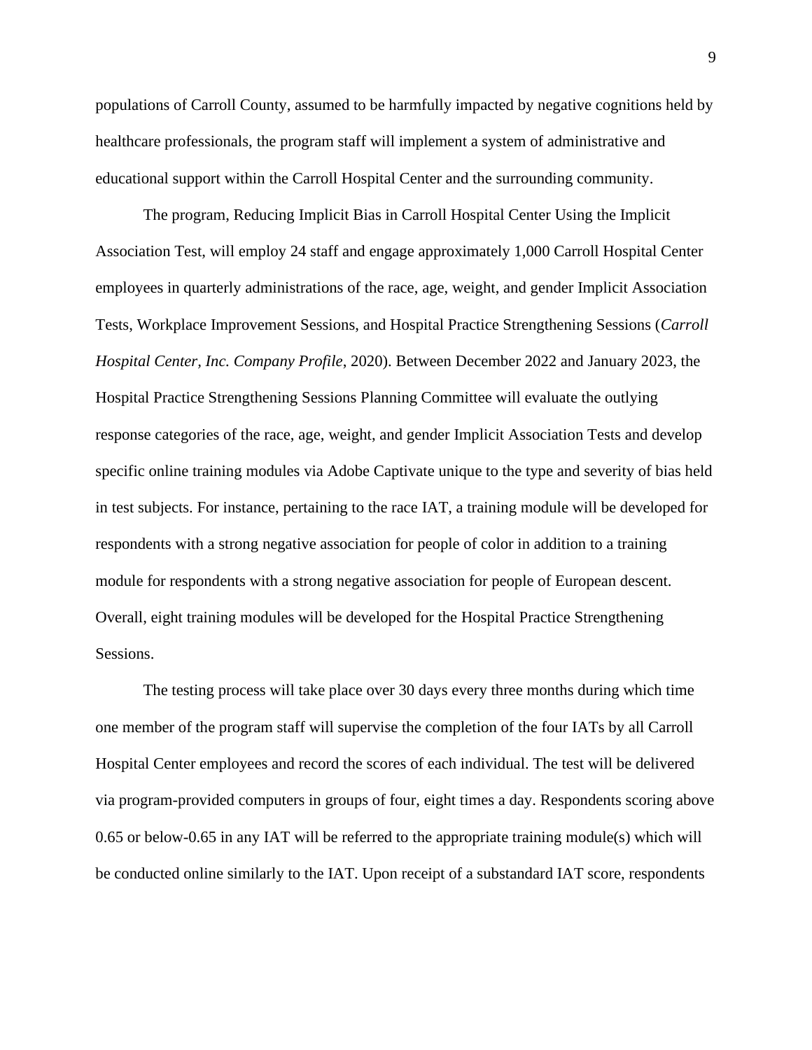populations of Carroll County, assumed to be harmfully impacted by negative cognitions held by healthcare professionals, the program staff will implement a system of administrative and educational support within the Carroll Hospital Center and the surrounding community.

The program, Reducing Implicit Bias in Carroll Hospital Center Using the Implicit Association Test, will employ 24 staff and engage approximately 1,000 Carroll Hospital Center employees in quarterly administrations of the race, age, weight, and gender Implicit Association Tests, Workplace Improvement Sessions, and Hospital Practice Strengthening Sessions (*Carroll Hospital Center, Inc. Company Profile*, 2020). Between December 2022 and January 2023, the Hospital Practice Strengthening Sessions Planning Committee will evaluate the outlying response categories of the race, age, weight, and gender Implicit Association Tests and develop specific online training modules via Adobe Captivate unique to the type and severity of bias held in test subjects. For instance, pertaining to the race IAT, a training module will be developed for respondents with a strong negative association for people of color in addition to a training module for respondents with a strong negative association for people of European descent. Overall, eight training modules will be developed for the Hospital Practice Strengthening Sessions.

The testing process will take place over 30 days every three months during which time one member of the program staff will supervise the completion of the four IATs by all Carroll Hospital Center employees and record the scores of each individual. The test will be delivered via program-provided computers in groups of four, eight times a day. Respondents scoring above 0.65 or below-0.65 in any IAT will be referred to the appropriate training module(s) which will be conducted online similarly to the IAT. Upon receipt of a substandard IAT score, respondents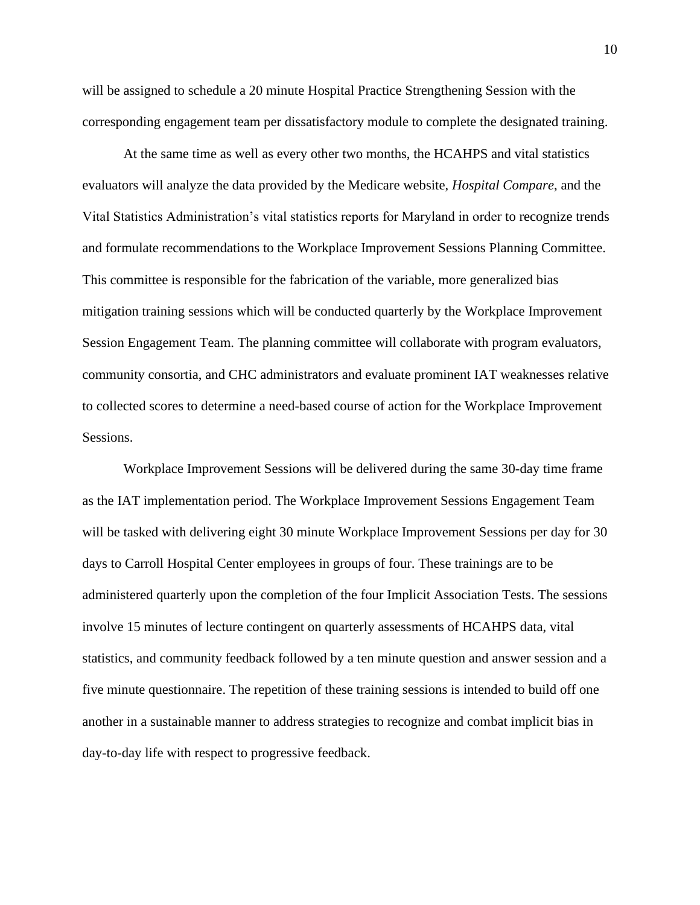will be assigned to schedule a 20 minute Hospital Practice Strengthening Session with the corresponding engagement team per dissatisfactory module to complete the designated training.

At the same time as well as every other two months, the HCAHPS and vital statistics evaluators will analyze the data provided by the Medicare website, *Hospital Compare*, and the Vital Statistics Administration's vital statistics reports for Maryland in order to recognize trends and formulate recommendations to the Workplace Improvement Sessions Planning Committee. This committee is responsible for the fabrication of the variable, more generalized bias mitigation training sessions which will be conducted quarterly by the Workplace Improvement Session Engagement Team. The planning committee will collaborate with program evaluators, community consortia, and CHC administrators and evaluate prominent IAT weaknesses relative to collected scores to determine a need-based course of action for the Workplace Improvement Sessions.

Workplace Improvement Sessions will be delivered during the same 30-day time frame as the IAT implementation period. The Workplace Improvement Sessions Engagement Team will be tasked with delivering eight 30 minute Workplace Improvement Sessions per day for 30 days to Carroll Hospital Center employees in groups of four. These trainings are to be administered quarterly upon the completion of the four Implicit Association Tests. The sessions involve 15 minutes of lecture contingent on quarterly assessments of HCAHPS data, vital statistics, and community feedback followed by a ten minute question and answer session and a five minute questionnaire. The repetition of these training sessions is intended to build off one another in a sustainable manner to address strategies to recognize and combat implicit bias in day-to-day life with respect to progressive feedback.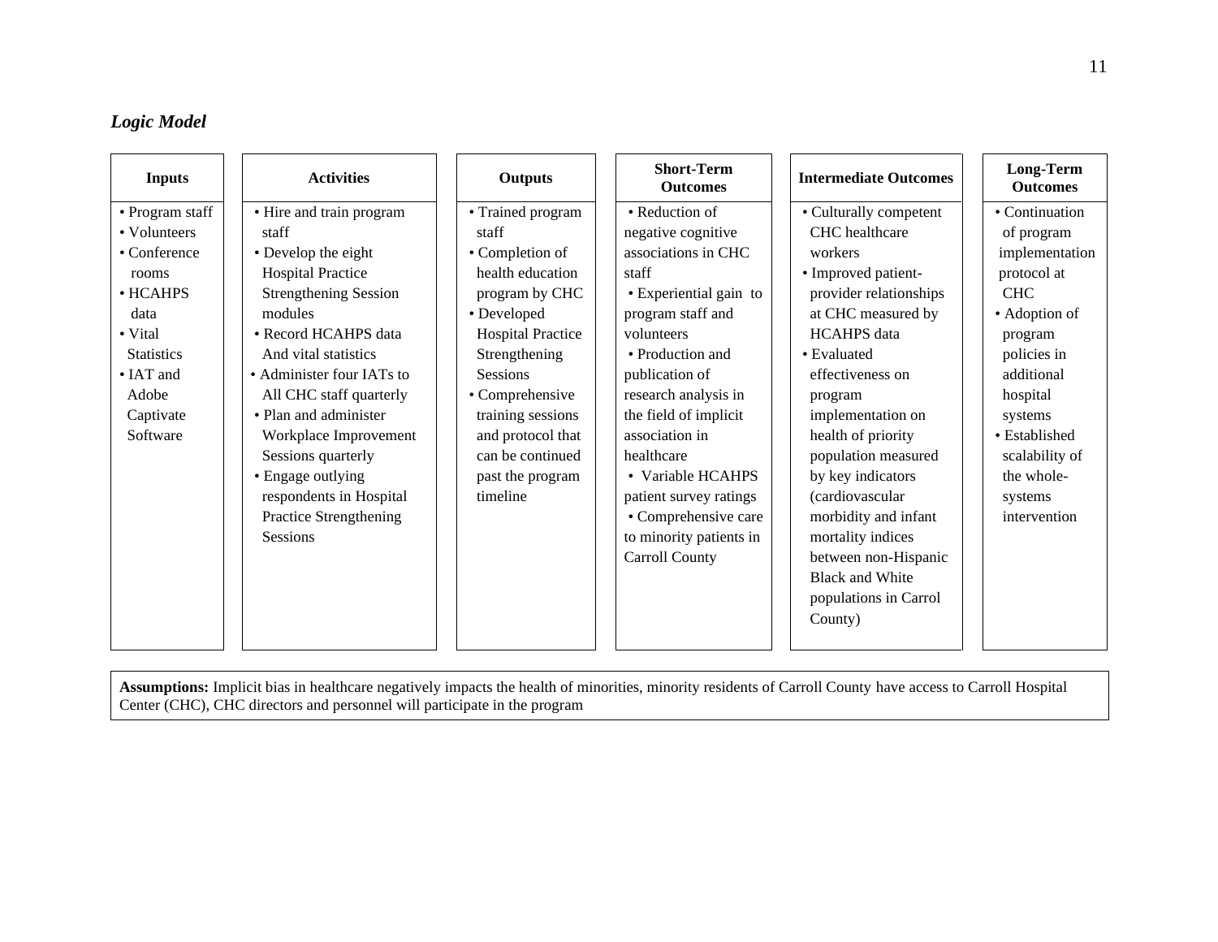***Logic Model***

| Inputs | Activities | Outputs | Short-Term Outcomes | Intermediate Outcomes | Long-Term Outcomes |
| --- | --- | --- | --- | --- | --- |
| • Program staff<br>• Volunteers<br>• Conference rooms<br>• HCAHPS data<br>• Vital Statistics<br>• IAT and Adobe Captivate Software | • Hire and train program staff<br>• Develop the eight Hospital Practice Strengthening Session modules<br>• Record HCAHPS data And vital statistics<br>• Administer four IATs to All CHC staff quarterly<br>• Plan and administer Workplace Improvement Sessions quarterly<br>• Engage outlying respondents in Hospital Practice Strengthening Sessions | • Trained program staff<br>• Completion of health education program by CHC<br>• Developed Hospital Practice Strengthening Sessions<br>• Comprehensive training sessions and protocol that can be continued past the program timeline | • Reduction of negative cognitive associations in CHC staff<br>• Experiential gain to program staff and volunteers<br>• Production and publication of research analysis in the field of implicit association in healthcare<br>• Variable HCAHPS patient survey ratings<br>• Comprehensive care to minority patients in Carroll County | • Culturally competent CHC healthcare workers<br>• Improved patient-provider relationships at CHC measured by HCAHPS data<br>• Evaluated effectiveness on program implementation on health of priority population measured by key indicators (cardiovascular morbidity and infant mortality indices between non-Hispanic Black and White populations in Carrol County) | • Continuation of program implementation protocol at CHC<br>• Adoption of program policies in additional hospital systems<br>• Established scalability of the whole-systems intervention |

**Assumptions:** Implicit bias in healthcare negatively impacts the health of minorities, minority residents of Carroll County have access to Carroll Hospital Center (CHC), CHC directors and personnel will participate in the program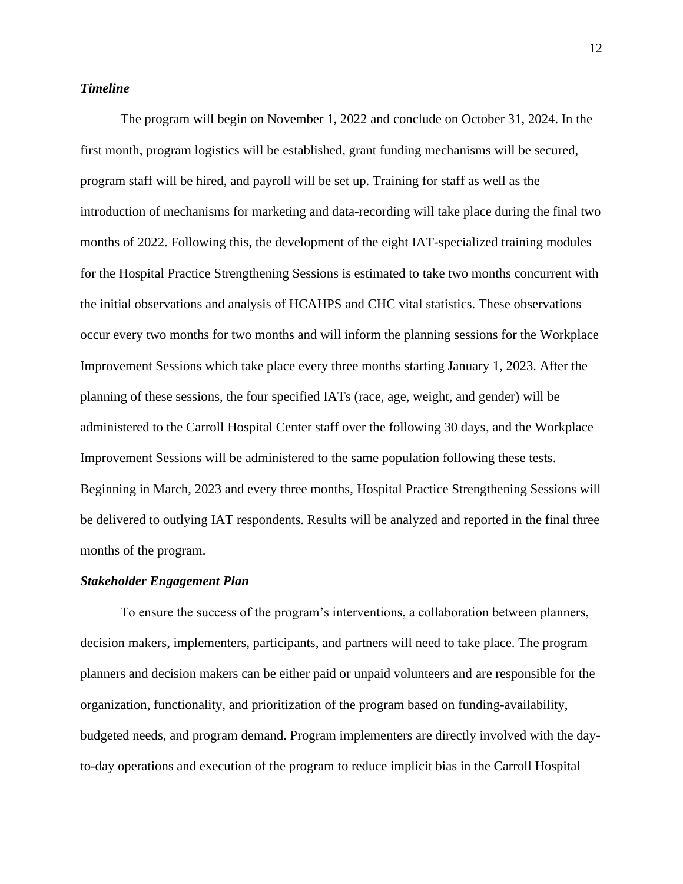### *Timeline*

The program will begin on November 1, 2022 and conclude on October 31, 2024. In the first month, program logistics will be established, grant funding mechanisms will be secured, program staff will be hired, and payroll will be set up. Training for staff as well as the introduction of mechanisms for marketing and data-recording will take place during the final two months of 2022. Following this, the development of the eight IAT-specialized training modules for the Hospital Practice Strengthening Sessions is estimated to take two months concurrent with the initial observations and analysis of HCAHPS and CHC vital statistics. These observations occur every two months for two months and will inform the planning sessions for the Workplace Improvement Sessions which take place every three months starting January 1, 2023. After the planning of these sessions, the four specified IATs (race, age, weight, and gender) will be administered to the Carroll Hospital Center staff over the following 30 days, and the Workplace Improvement Sessions will be administered to the same population following these tests. Beginning in March, 2023 and every three months, Hospital Practice Strengthening Sessions will be delivered to outlying IAT respondents. Results will be analyzed and reported in the final three months of the program.

### *Stakeholder Engagement Plan*

To ensure the success of the program's interventions, a collaboration between planners, decision makers, implementers, participants, and partners will need to take place. The program planners and decision makers can be either paid or unpaid volunteers and are responsible for the organization, functionality, and prioritization of the program based on funding-availability, budgeted needs, and program demand. Program implementers are directly involved with the day-to-day operations and execution of the program to reduce implicit bias in the Carroll Hospital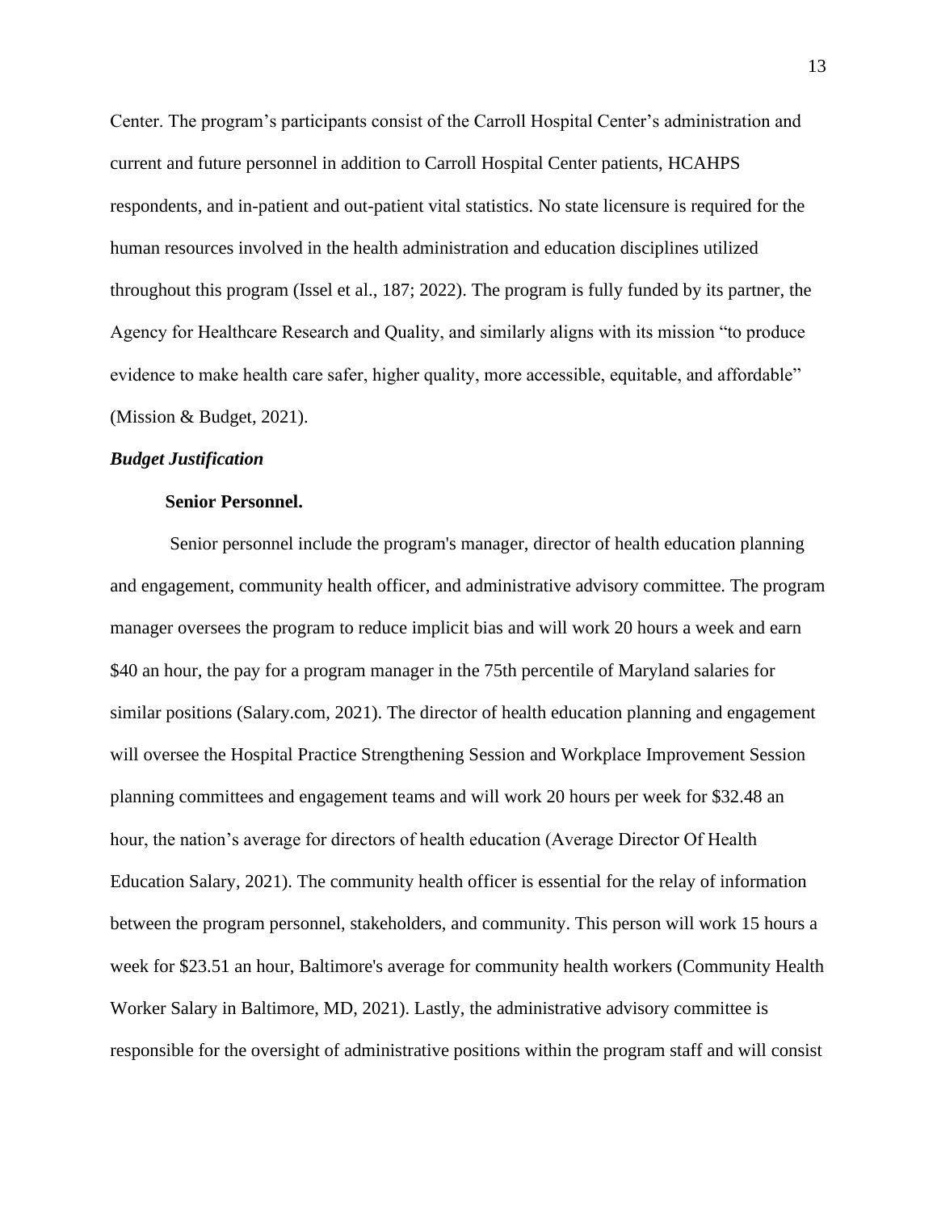Center. The program's participants consist of the Carroll Hospital Center's administration and current and future personnel in addition to Carroll Hospital Center patients, HCAHPS respondents, and in-patient and out-patient vital statistics. No state licensure is required for the human resources involved in the health administration and education disciplines utilized throughout this program (Issel et al., 187; 2022). The program is fully funded by its partner, the Agency for Healthcare Research and Quality, and similarly aligns with its mission "to produce evidence to make health care safer, higher quality, more accessible, equitable, and affordable" (Mission & Budget, 2021).

### *Budget Justification*

#### Senior Personnel.

Senior personnel include the program's manager, director of health education planning and engagement, community health officer, and administrative advisory committee. The program manager oversees the program to reduce implicit bias and will work 20 hours a week and earn $40 an hour, the pay for a program manager in the 75th percentile of Maryland salaries for similar positions (Salary.com, 2021). The director of health education planning and engagement will oversee the Hospital Practice Strengthening Session and Workplace Improvement Session planning committees and engagement teams and will work 20 hours per week for $32.48 an hour, the nation's average for directors of health education (Average Director Of Health Education Salary, 2021). The community health officer is essential for the relay of information between the program personnel, stakeholders, and community. This person will work 15 hours a week for $23.51 an hour, Baltimore's average for community health workers (Community Health Worker Salary in Baltimore, MD, 2021). Lastly, the administrative advisory committee is responsible for the oversight of administrative positions within the program staff and will consist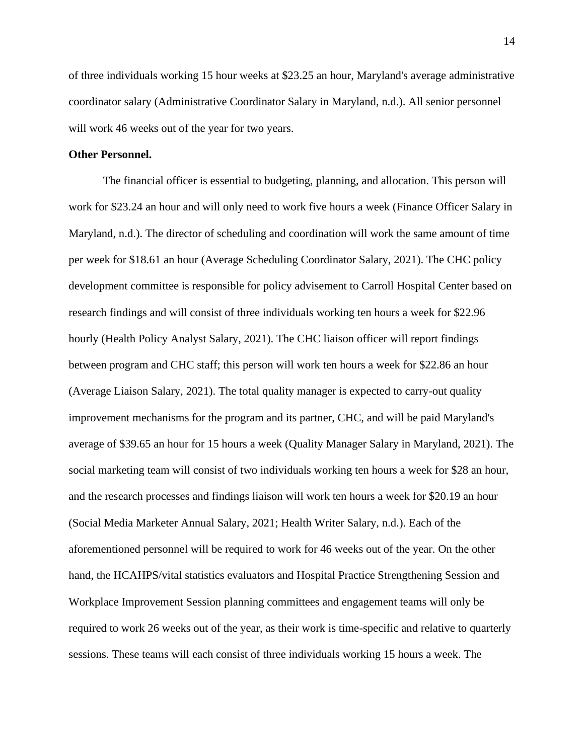of three individuals working 15 hour weeks at $23.25 an hour, Maryland's average administrative coordinator salary (Administrative Coordinator Salary in Maryland, n.d.). All senior personnel will work 46 weeks out of the year for two years.

**Other Personnel.**

The financial officer is essential to budgeting, planning, and allocation. This person will work for $23.24 an hour and will only need to work five hours a week (Finance Officer Salary in Maryland, n.d.). The director of scheduling and coordination will work the same amount of time per week for $18.61 an hour (Average Scheduling Coordinator Salary, 2021). The CHC policy development committee is responsible for policy advisement to Carroll Hospital Center based on research findings and will consist of three individuals working ten hours a week for $22.96 hourly (Health Policy Analyst Salary, 2021). The CHC liaison officer will report findings between program and CHC staff; this person will work ten hours a week for $22.86 an hour (Average Liaison Salary, 2021). The total quality manager is expected to carry-out quality improvement mechanisms for the program and its partner, CHC, and will be paid Maryland's average of $39.65 an hour for 15 hours a week (Quality Manager Salary in Maryland, 2021). The social marketing team will consist of two individuals working ten hours a week for $28 an hour, and the research processes and findings liaison will work ten hours a week for $20.19 an hour (Social Media Marketer Annual Salary, 2021; Health Writer Salary, n.d.). Each of the aforementioned personnel will be required to work for 46 weeks out of the year. On the other hand, the HCAHPS/vital statistics evaluators and Hospital Practice Strengthening Session and Workplace Improvement Session planning committees and engagement teams will only be required to work 26 weeks out of the year, as their work is time-specific and relative to quarterly sessions. These teams will each consist of three individuals working 15 hours a week. The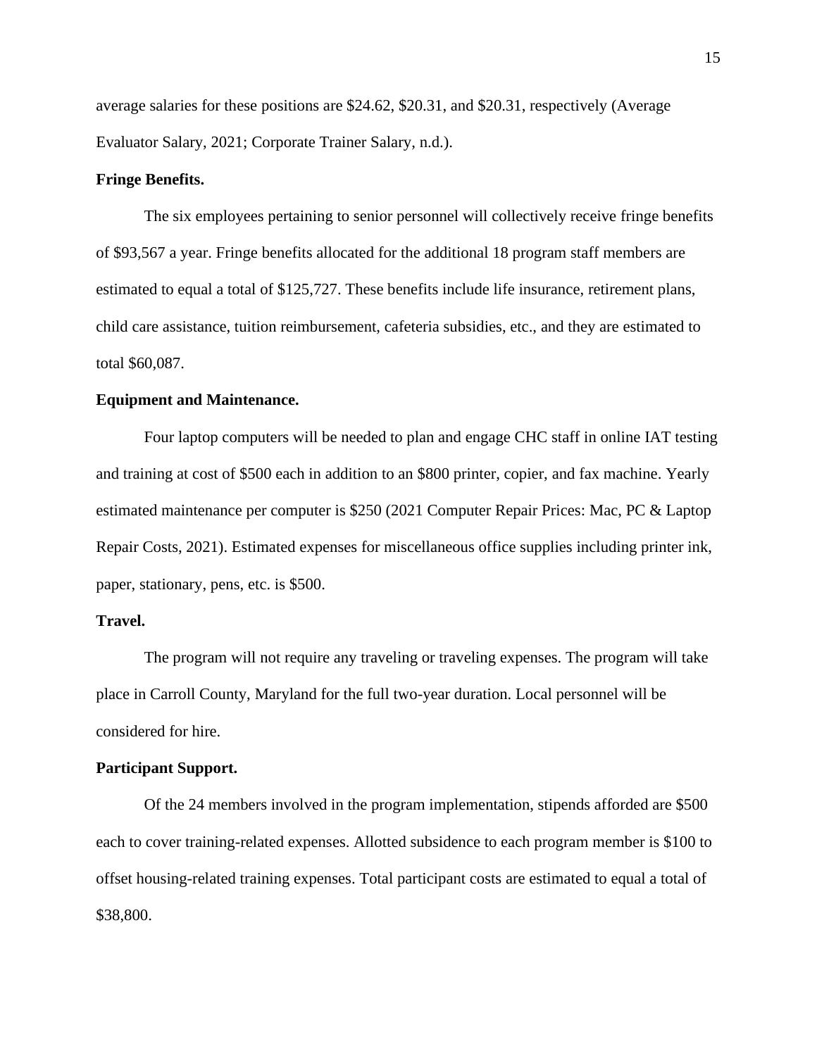average salaries for these positions are $24.62, $20.31, and $20.31, respectively (Average Evaluator Salary, 2021; Corporate Trainer Salary, n.d.).

**Fringe Benefits.**

The six employees pertaining to senior personnel will collectively receive fringe benefits of $93,567 a year. Fringe benefits allocated for the additional 18 program staff members are estimated to equal a total of $125,727. These benefits include life insurance, retirement plans, child care assistance, tuition reimbursement, cafeteria subsidies, etc., and they are estimated to total $60,087.

**Equipment and Maintenance.**

Four laptop computers will be needed to plan and engage CHC staff in online IAT testing and training at cost of $500 each in addition to an $800 printer, copier, and fax machine. Yearly estimated maintenance per computer is $250 (2021 Computer Repair Prices: Mac, PC & Laptop Repair Costs, 2021). Estimated expenses for miscellaneous office supplies including printer ink, paper, stationary, pens, etc. is $500.

**Travel.**

The program will not require any traveling or traveling expenses. The program will take place in Carroll County, Maryland for the full two-year duration. Local personnel will be considered for hire.

**Participant Support.**

Of the 24 members involved in the program implementation, stipends afforded are $500 each to cover training-related expenses. Allotted subsidence to each program member is $100 to offset housing-related training expenses. Total participant costs are estimated to equal a total of $38,800.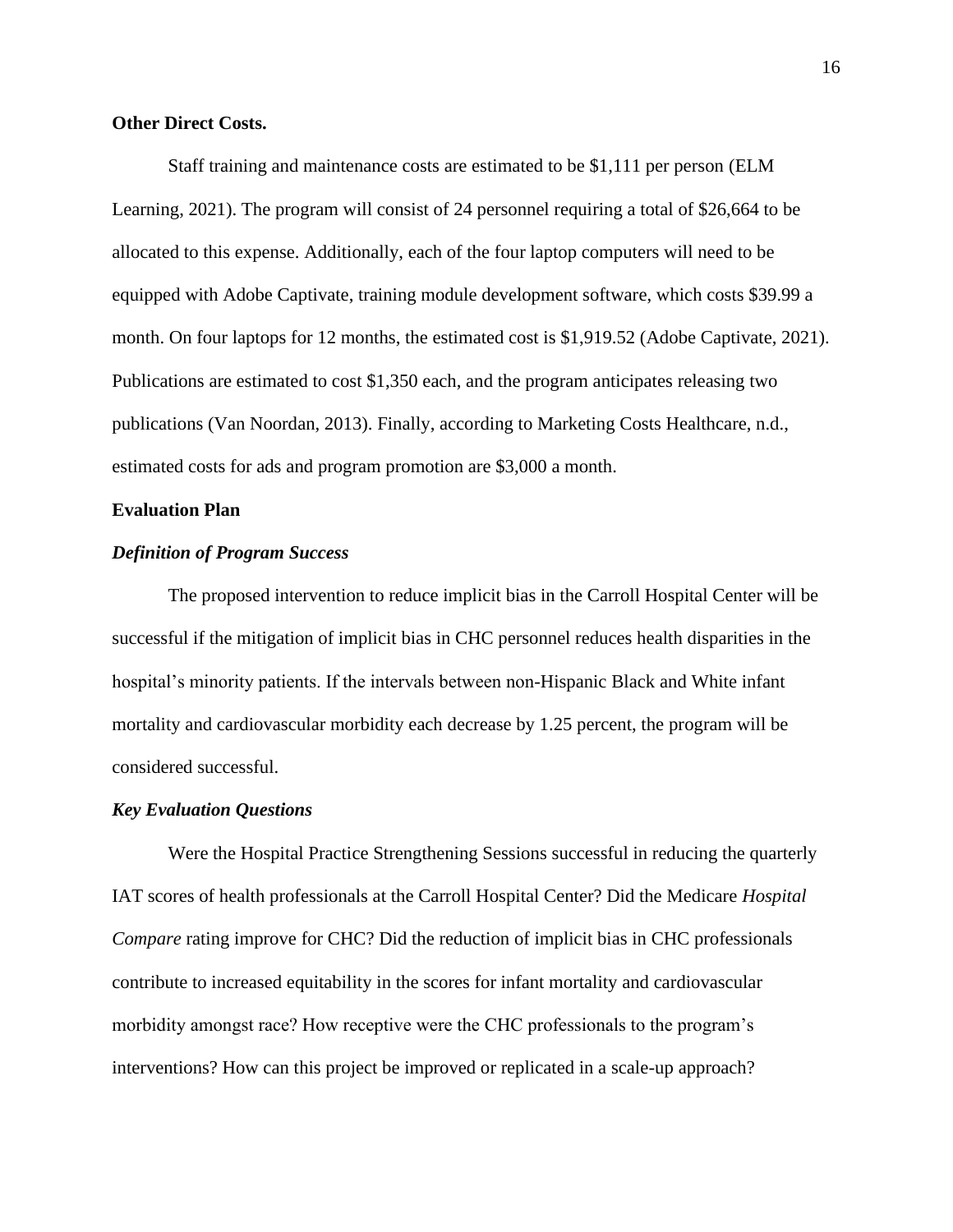**Other Direct Costs.**

Staff training and maintenance costs are estimated to be $1,111 per person (ELM Learning, 2021). The program will consist of 24 personnel requiring a total of $26,664 to be allocated to this expense. Additionally, each of the four laptop computers will need to be equipped with Adobe Captivate, training module development software, which costs $39.99 a month. On four laptops for 12 months, the estimated cost is $1,919.52 (Adobe Captivate, 2021). Publications are estimated to cost $1,350 each, and the program anticipates releasing two publications (Van Noordan, 2013). Finally, according to Marketing Costs Healthcare, n.d., estimated costs for ads and program promotion are $3,000 a month.

## Evaluation Plan

### *Definition of Program Success*

The proposed intervention to reduce implicit bias in the Carroll Hospital Center will be successful if the mitigation of implicit bias in CHC personnel reduces health disparities in the hospital's minority patients. If the intervals between non-Hispanic Black and White infant mortality and cardiovascular morbidity each decrease by 1.25 percent, the program will be considered successful.

### *Key Evaluation Questions*

Were the Hospital Practice Strengthening Sessions successful in reducing the quarterly IAT scores of health professionals at the Carroll Hospital Center? Did the Medicare *Hospital Compare* rating improve for CHC? Did the reduction of implicit bias in CHC professionals contribute to increased equitability in the scores for infant mortality and cardiovascular morbidity amongst race? How receptive were the CHC professionals to the program's interventions? How can this project be improved or replicated in a scale-up approach?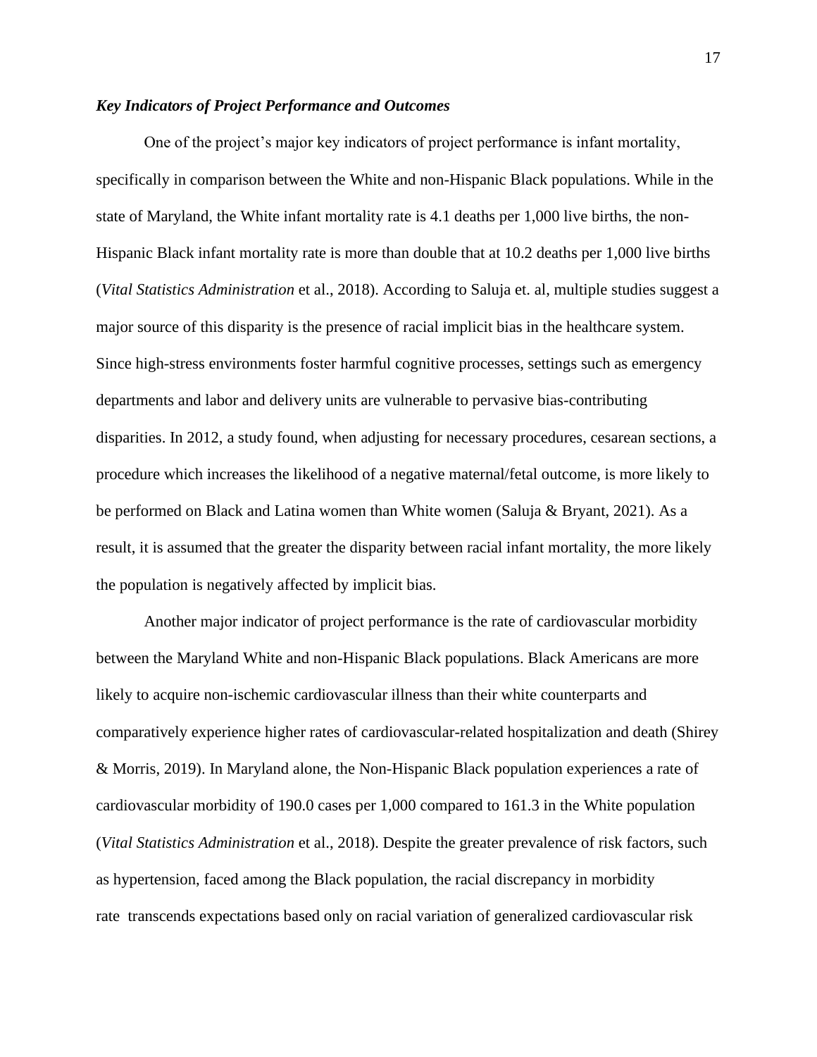***Key Indicators of Project Performance and Outcomes***

One of the project's major key indicators of project performance is infant mortality, specifically in comparison between the White and non-Hispanic Black populations. While in the state of Maryland, the White infant mortality rate is 4.1 deaths per 1,000 live births, the non-Hispanic Black infant mortality rate is more than double that at 10.2 deaths per 1,000 live births (*Vital Statistics Administration* et al., 2018). According to Saluja et. al, multiple studies suggest a major source of this disparity is the presence of racial implicit bias in the healthcare system. Since high-stress environments foster harmful cognitive processes, settings such as emergency departments and labor and delivery units are vulnerable to pervasive bias-contributing disparities. In 2012, a study found, when adjusting for necessary procedures, cesarean sections, a procedure which increases the likelihood of a negative maternal/fetal outcome, is more likely to be performed on Black and Latina women than White women (Saluja & Bryant, 2021). As a result, it is assumed that the greater the disparity between racial infant mortality, the more likely the population is negatively affected by implicit bias.

Another major indicator of project performance is the rate of cardiovascular morbidity between the Maryland White and non-Hispanic Black populations. Black Americans are more likely to acquire non-ischemic cardiovascular illness than their white counterparts and comparatively experience higher rates of cardiovascular-related hospitalization and death (Shirey & Morris, 2019). In Maryland alone, the Non-Hispanic Black population experiences a rate of cardiovascular morbidity of 190.0 cases per 1,000 compared to 161.3 in the White population (*Vital Statistics Administration* et al., 2018). Despite the greater prevalence of risk factors, such as hypertension, faced among the Black population, the racial discrepancy in morbidity rate transcends expectations based only on racial variation of generalized cardiovascular risk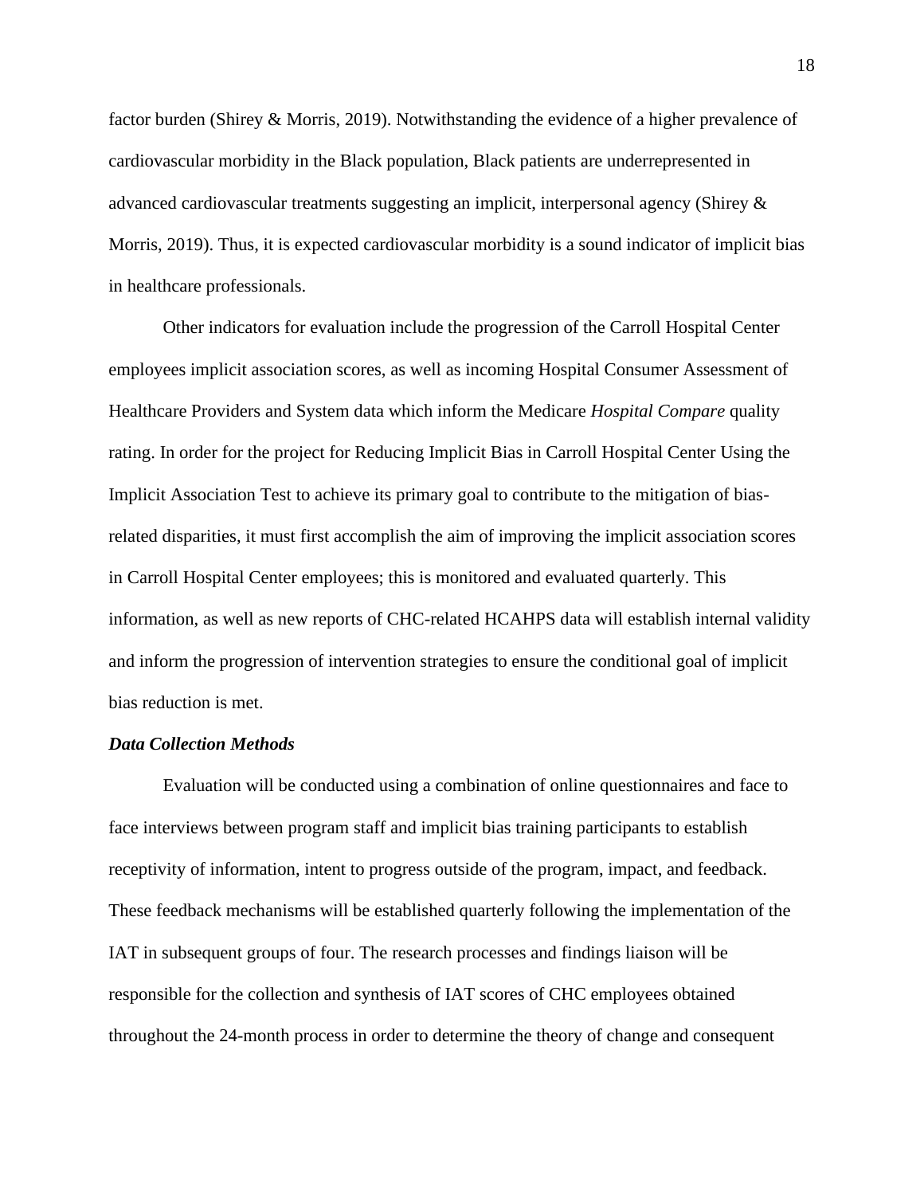factor burden (Shirey & Morris, 2019). Notwithstanding the evidence of a higher prevalence of cardiovascular morbidity in the Black population, Black patients are underrepresented in advanced cardiovascular treatments suggesting an implicit, interpersonal agency (Shirey & Morris, 2019). Thus, it is expected cardiovascular morbidity is a sound indicator of implicit bias in healthcare professionals.

Other indicators for evaluation include the progression of the Carroll Hospital Center employees implicit association scores, as well as incoming Hospital Consumer Assessment of Healthcare Providers and System data which inform the Medicare *Hospital Compare* quality rating. In order for the project for Reducing Implicit Bias in Carroll Hospital Center Using the Implicit Association Test to achieve its primary goal to contribute to the mitigation of bias-related disparities, it must first accomplish the aim of improving the implicit association scores in Carroll Hospital Center employees; this is monitored and evaluated quarterly. This information, as well as new reports of CHC-related HCAHPS data will establish internal validity and inform the progression of intervention strategies to ensure the conditional goal of implicit bias reduction is met.

***Data Collection Methods***

Evaluation will be conducted using a combination of online questionnaires and face to face interviews between program staff and implicit bias training participants to establish receptivity of information, intent to progress outside of the program, impact, and feedback. These feedback mechanisms will be established quarterly following the implementation of the IAT in subsequent groups of four. The research processes and findings liaison will be responsible for the collection and synthesis of IAT scores of CHC employees obtained throughout the 24-month process in order to determine the theory of change and consequent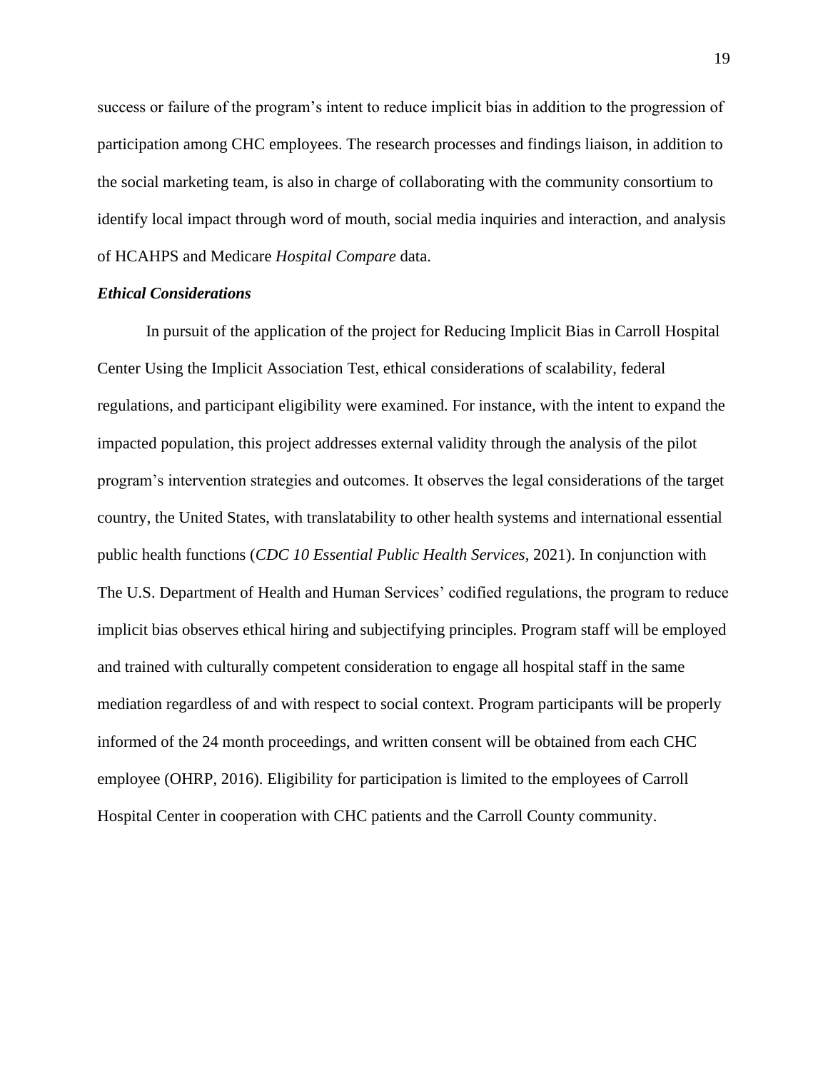success or failure of the program's intent to reduce implicit bias in addition to the progression of participation among CHC employees. The research processes and findings liaison, in addition to the social marketing team, is also in charge of collaborating with the community consortium to identify local impact through word of mouth, social media inquiries and interaction, and analysis of HCAHPS and Medicare *Hospital Compare* data.

### *Ethical Considerations*

In pursuit of the application of the project for Reducing Implicit Bias in Carroll Hospital Center Using the Implicit Association Test, ethical considerations of scalability, federal regulations, and participant eligibility were examined. For instance, with the intent to expand the impacted population, this project addresses external validity through the analysis of the pilot program's intervention strategies and outcomes. It observes the legal considerations of the target country, the United States, with translatability to other health systems and international essential public health functions (*CDC 10 Essential Public Health Services*, 2021). In conjunction with The U.S. Department of Health and Human Services' codified regulations, the program to reduce implicit bias observes ethical hiring and subjectifying principles. Program staff will be employed and trained with culturally competent consideration to engage all hospital staff in the same mediation regardless of and with respect to social context. Program participants will be properly informed of the 24 month proceedings, and written consent will be obtained from each CHC employee (OHRP, 2016). Eligibility for participation is limited to the employees of Carroll Hospital Center in cooperation with CHC patients and the Carroll County community.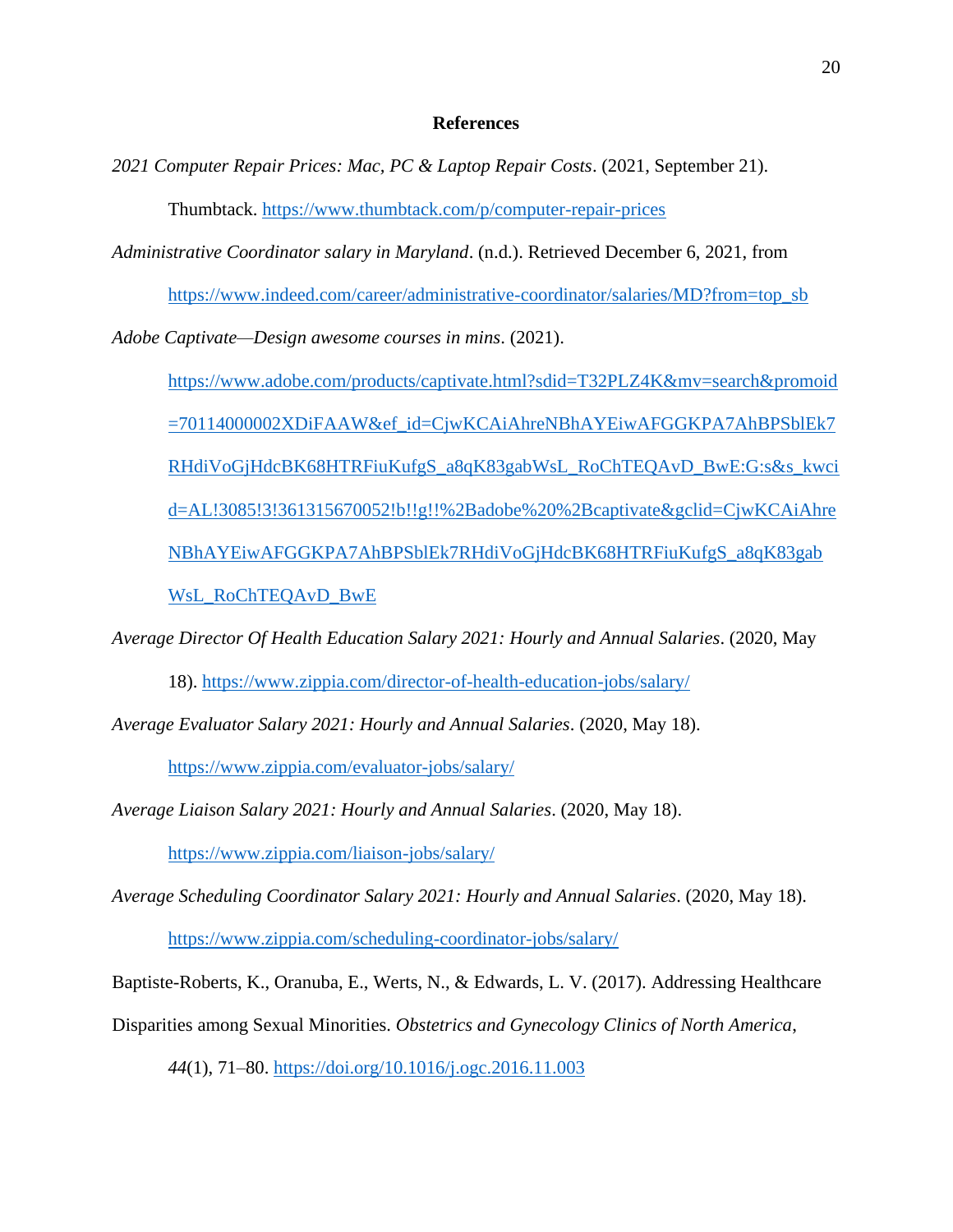# References

*2021 Computer Repair Prices: Mac, PC & Laptop Repair Costs*. (2021, September 21). Thumbtack. https://www.thumbtack.com/p/computer-repair-prices

*Administrative Coordinator salary in Maryland*. (n.d.). Retrieved December 6, 2021, from https://www.indeed.com/career/administrative-coordinator/salaries/MD?from=top_sb

*Adobe Captivate—Design awesome courses in mins*. (2021). https://www.adobe.com/products/captivate.html?sdid=T32PLZ4K&mv=search&promoid=70114000002XDiFAAW&ef_id=CjwKCAiAhreNBhAYEiwAFGGKPA7AhBPSblEk7RHdiVoGjHdcBK68HTRFiuKufgS_a8qK83gabWsL_RoChTEQAvD_BwE:G:s&s_kwcid=AL!3085!3!361315670052!b!!g!!%2Badobe%20%2Bcaptivate&gclid=CjwKCAiAhreNBhAYEiwAFGGKPA7AhBPSblEk7RHdiVoGjHdcBK68HTRFiuKufgS_a8qK83gabWsL_RoChTEQAvD_BwE

*Average Director Of Health Education Salary 2021: Hourly and Annual Salaries*. (2020, May 18). https://www.zippia.com/director-of-health-education-jobs/salary/

*Average Evaluator Salary 2021: Hourly and Annual Salaries*. (2020, May 18). https://www.zippia.com/evaluator-jobs/salary/

*Average Liaison Salary 2021: Hourly and Annual Salaries*. (2020, May 18). https://www.zippia.com/liaison-jobs/salary/

*Average Scheduling Coordinator Salary 2021: Hourly and Annual Salaries*. (2020, May 18). https://www.zippia.com/scheduling-coordinator-jobs/salary/

Baptiste-Roberts, K., Oranuba, E., Werts, N., & Edwards, L. V. (2017). Addressing Healthcare Disparities among Sexual Minorities. *Obstetrics and Gynecology Clinics of North America*, *44*(1), 71–80. https://doi.org/10.1016/j.ogc.2016.11.003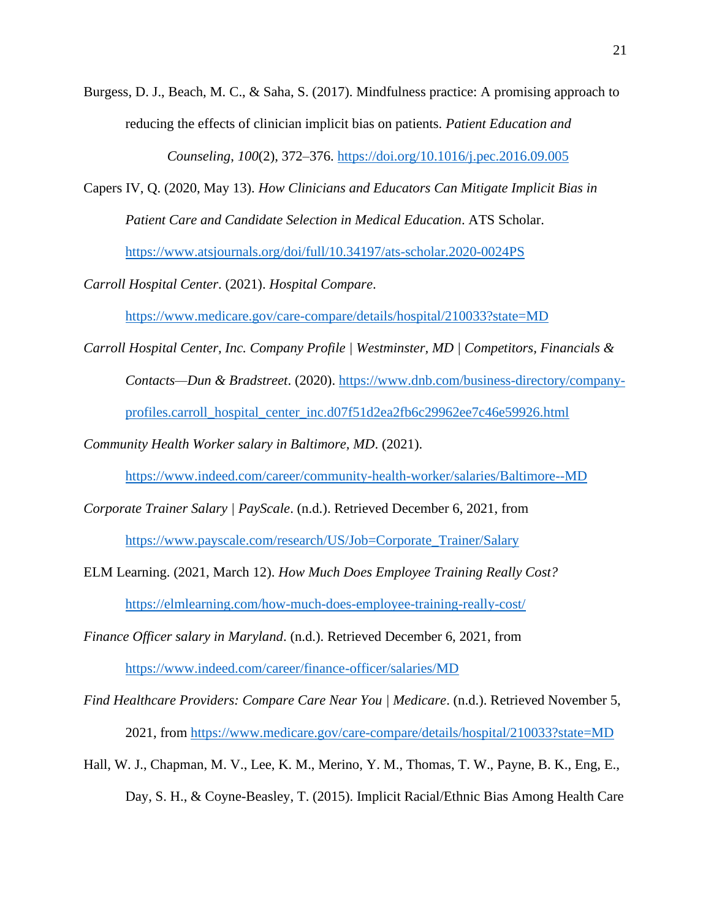Burgess, D. J., Beach, M. C., & Saha, S. (2017). Mindfulness practice: A promising approach to reducing the effects of clinician implicit bias on patients. *Patient Education and Counseling*, *100*(2), 372–376. https://doi.org/10.1016/j.pec.2016.09.005

Capers IV, Q. (2020, May 13). *How Clinicians and Educators Can Mitigate Implicit Bias in Patient Care and Candidate Selection in Medical Education*. ATS Scholar. https://www.atsjournals.org/doi/full/10.34197/ats-scholar.2020-0024PS

*Carroll Hospital Center*. (2021). *Hospital Compare*. https://www.medicare.gov/care-compare/details/hospital/210033?state=MD

*Carroll Hospital Center, Inc. Company Profile | Westminster, MD | Competitors, Financials & Contacts—Dun & Bradstreet*. (2020). https://www.dnb.com/business-directory/company-profiles.carroll_hospital_center_inc.d07f51d2ea2fb6c29962ee7c46e59926.html

*Community Health Worker salary in Baltimore, MD*. (2021). https://www.indeed.com/career/community-health-worker/salaries/Baltimore--MD

*Corporate Trainer Salary | PayScale*. (n.d.). Retrieved December 6, 2021, from https://www.payscale.com/research/US/Job=Corporate_Trainer/Salary

ELM Learning. (2021, March 12). *How Much Does Employee Training Really Cost?* https://elmlearning.com/how-much-does-employee-training-really-cost/

*Finance Officer salary in Maryland*. (n.d.). Retrieved December 6, 2021, from https://www.indeed.com/career/finance-officer/salaries/MD

*Find Healthcare Providers: Compare Care Near You | Medicare*. (n.d.). Retrieved November 5, 2021, from https://www.medicare.gov/care-compare/details/hospital/210033?state=MD

Hall, W. J., Chapman, M. V., Lee, K. M., Merino, Y. M., Thomas, T. W., Payne, B. K., Eng, E., Day, S. H., & Coyne-Beasley, T. (2015). Implicit Racial/Ethnic Bias Among Health Care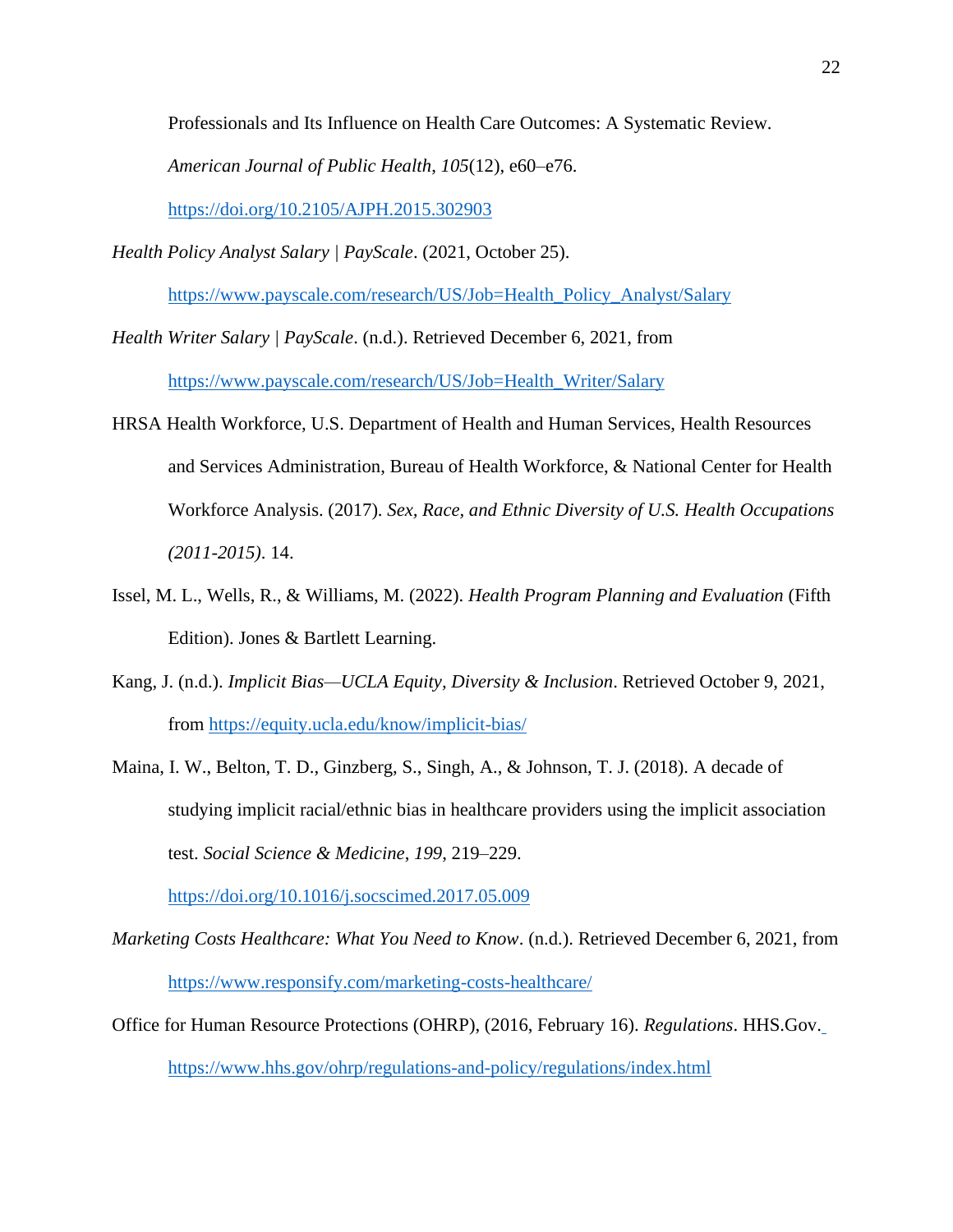Professionals and Its Influence on Health Care Outcomes: A Systematic Review. *American Journal of Public Health*, *105*(12), e60–e76. https://doi.org/10.2105/AJPH.2015.302903

*Health Policy Analyst Salary | PayScale*. (2021, October 25). https://www.payscale.com/research/US/Job=Health_Policy_Analyst/Salary

*Health Writer Salary | PayScale*. (n.d.). Retrieved December 6, 2021, from https://www.payscale.com/research/US/Job=Health_Writer/Salary

HRSA Health Workforce, U.S. Department of Health and Human Services, Health Resources and Services Administration, Bureau of Health Workforce, & National Center for Health Workforce Analysis. (2017). *Sex, Race, and Ethnic Diversity of U.S. Health Occupations (2011-2015)*. 14.

Issel, M. L., Wells, R., & Williams, M. (2022). *Health Program Planning and Evaluation* (Fifth Edition). Jones & Bartlett Learning.

Kang, J. (n.d.). *Implicit Bias—UCLA Equity, Diversity & Inclusion*. Retrieved October 9, 2021, from https://equity.ucla.edu/know/implicit-bias/

Maina, I. W., Belton, T. D., Ginzberg, S., Singh, A., & Johnson, T. J. (2018). A decade of studying implicit racial/ethnic bias in healthcare providers using the implicit association test. *Social Science & Medicine*, *199*, 219–229. https://doi.org/10.1016/j.socscimed.2017.05.009

*Marketing Costs Healthcare: What You Need to Know*. (n.d.). Retrieved December 6, 2021, from https://www.responsify.com/marketing-costs-healthcare/

Office for Human Resource Protections (OHRP), (2016, February 16). *Regulations*. HHS.Gov. https://www.hhs.gov/ohrp/regulations-and-policy/regulations/index.html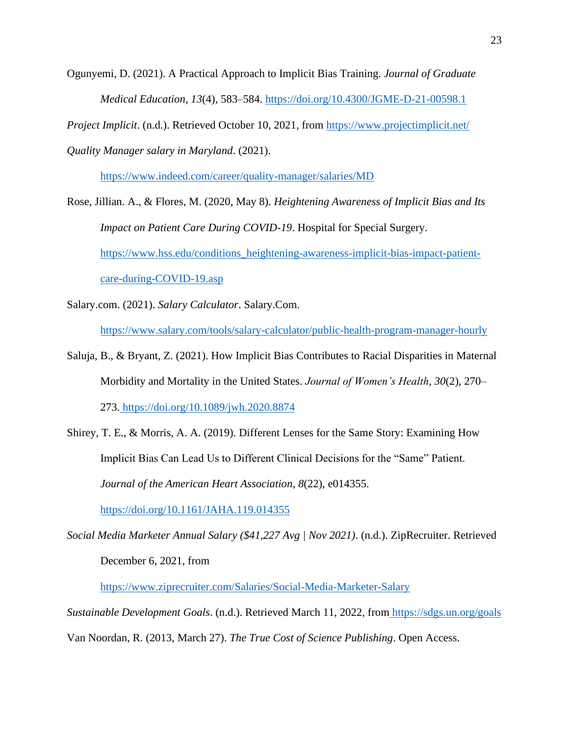Ogunyemi, D. (2021). A Practical Approach to Implicit Bias Training. *Journal of Graduate Medical Education*, *13*(4), 583–584. https://doi.org/10.4300/JGME-D-21-00598.1

*Project Implicit*. (n.d.). Retrieved October 10, 2021, from https://www.projectimplicit.net/

*Quality Manager salary in Maryland*. (2021). https://www.indeed.com/career/quality-manager/salaries/MD

Rose, Jillian. A., & Flores, M. (2020, May 8). *Heightening Awareness of Implicit Bias and Its Impact on Patient Care During COVID-19*. Hospital for Special Surgery. https://www.hss.edu/conditions_heightening-awareness-implicit-bias-impact-patient-care-during-COVID-19.asp

Salary.com. (2021). *Salary Calculator*. Salary.Com. https://www.salary.com/tools/salary-calculator/public-health-program-manager-hourly

Saluja, B., & Bryant, Z. (2021). How Implicit Bias Contributes to Racial Disparities in Maternal Morbidity and Mortality in the United States. *Journal of Women's Health*, *30*(2), 270–273. https://doi.org/10.1089/jwh.2020.8874

Shirey, T. E., & Morris, A. A. (2019). Different Lenses for the Same Story: Examining How Implicit Bias Can Lead Us to Different Clinical Decisions for the "Same" Patient. *Journal of the American Heart Association*, *8*(22), e014355. https://doi.org/10.1161/JAHA.119.014355

*Social Media Marketer Annual Salary ($41,227 Avg | Nov 2021)*. (n.d.). ZipRecruiter. Retrieved December 6, 2021, from https://www.ziprecruiter.com/Salaries/Social-Media-Marketer-Salary

*Sustainable Development Goals*. (n.d.). Retrieved March 11, 2022, from https://sdgs.un.org/goals

Van Noordan, R. (2013, March 27). *The True Cost of Science Publishing*. Open Access.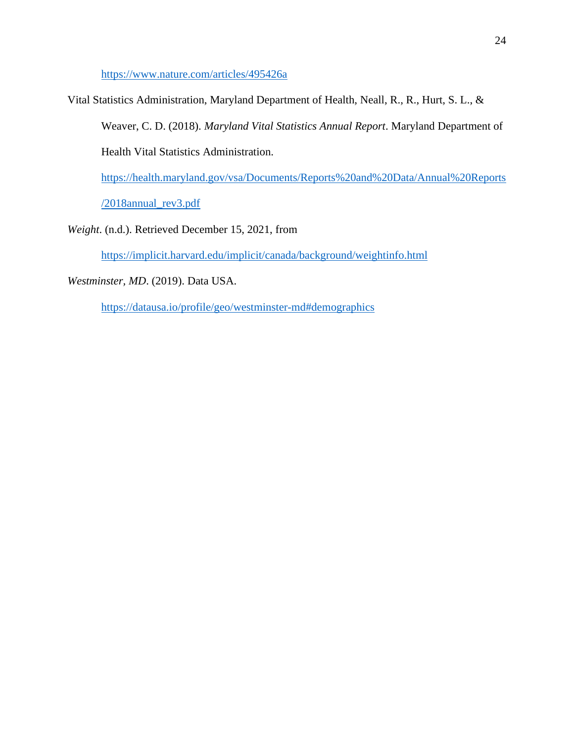https://www.nature.com/articles/495426a

Vital Statistics Administration, Maryland Department of Health, Neall, R., R., Hurt, S. L., & Weaver, C. D. (2018). *Maryland Vital Statistics Annual Report*. Maryland Department of Health Vital Statistics Administration. https://health.maryland.gov/vsa/Documents/Reports%20and%20Data/Annual%20Reports/2018annual_rev3.pdf

*Weight*. (n.d.). Retrieved December 15, 2021, from https://implicit.harvard.edu/implicit/canada/background/weightinfo.html

*Westminster, MD*. (2019). Data USA. https://datausa.io/profile/geo/westminster-md#demographics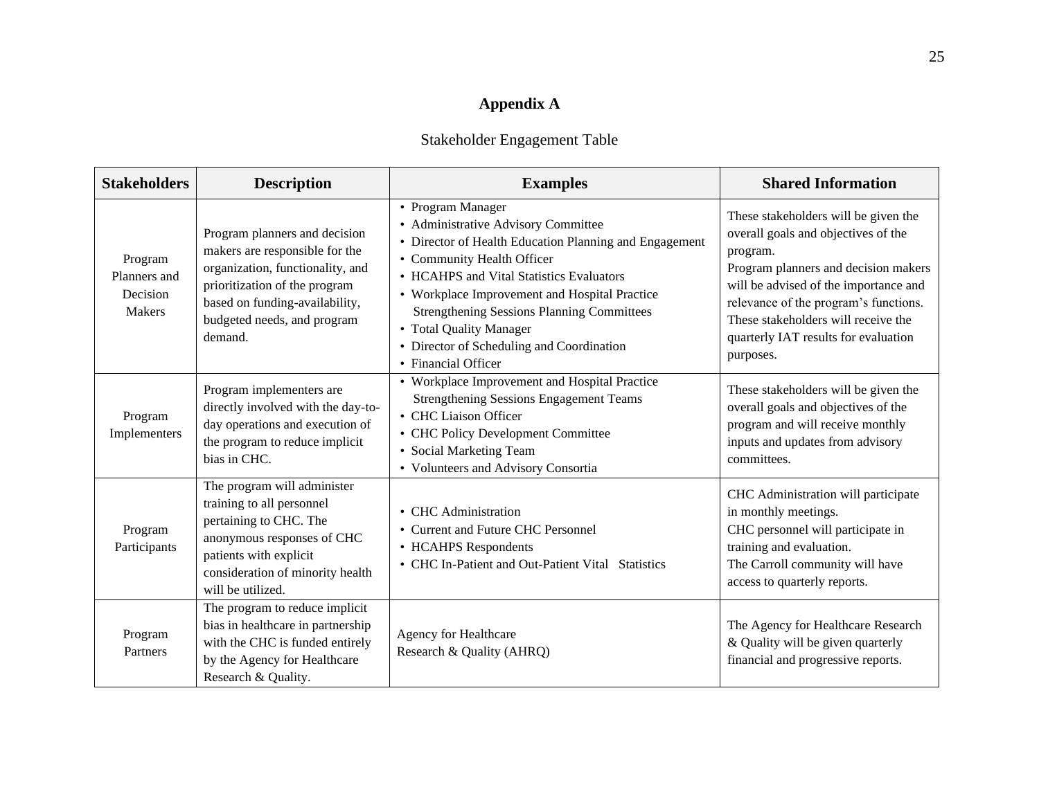# Appendix A

Stakeholder Engagement Table

| Stakeholders | Description | Examples | Shared Information |
|---|---|---|---|
| Program Planners and Decision Makers | Program planners and decision makers are responsible for the organization, functionality, and prioritization of the program based on funding-availability, budgeted needs, and program demand. | • Program Manager<br>• Administrative Advisory Committee<br>• Director of Health Education Planning and Engagement<br>• Community Health Officer<br>• HCAHPS and Vital Statistics Evaluators<br>• Workplace Improvement and Hospital Practice Strengthening Sessions Planning Committees<br>• Total Quality Manager<br>• Director of Scheduling and Coordination<br>• Financial Officer | These stakeholders will be given the overall goals and objectives of the program.<br>Program planners and decision makers will be advised of the importance and relevance of the program's functions. These stakeholders will receive the quarterly IAT results for evaluation purposes. |
| Program Implementers | Program implementers are directly involved with the day-to-day operations and execution of the program to reduce implicit bias in CHC. | • Workplace Improvement and Hospital Practice Strengthening Sessions Engagement Teams<br>• CHC Liaison Officer<br>• CHC Policy Development Committee<br>• Social Marketing Team<br>• Volunteers and Advisory Consortia | These stakeholders will be given the overall goals and objectives of the program and will receive monthly inputs and updates from advisory committees. |
| Program Participants | The program will administer training to all personnel pertaining to CHC. The anonymous responses of CHC patients with explicit consideration of minority health will be utilized. | • CHC Administration<br>• Current and Future CHC Personnel<br>• HCAHPS Respondents<br>• CHC In-Patient and Out-Patient Vital Statistics | CHC Administration will participate in monthly meetings.<br>CHC personnel will participate in training and evaluation.<br>The Carroll community will have access to quarterly reports. |
| Program Partners | The program to reduce implicit bias in healthcare in partnership with the CHC is funded entirely by the Agency for Healthcare Research & Quality. | Agency for Healthcare Research & Quality (AHRQ) | The Agency for Healthcare Research & Quality will be given quarterly financial and progressive reports. |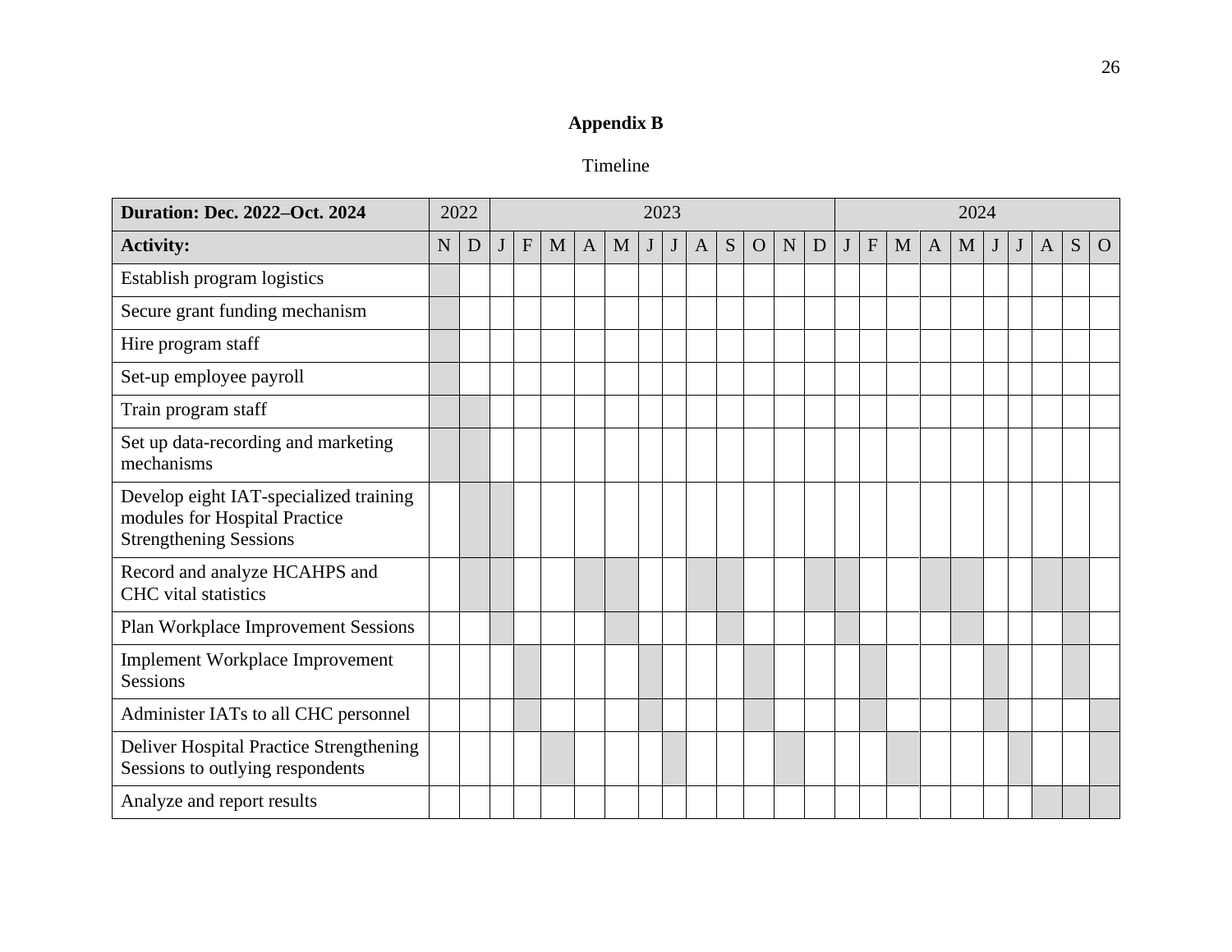# Appendix B

Timeline

| Duration: Dec. 2022–Oct. 2024 | 2022 | | 2023 | | | | | | | | | | | | 2024 | | | | | | | | | |
|---|---|---|---|---|---|---|---|---|---|---|---|---|---|---|---|---|---|---|---|---|---|---|---|---|
| **Activity:** | N | D | J | F | M | A | M | J | J | A | S | O | N | D | J | F | M | A | M | J | J | A | S | O |
| Establish program logistics | X | | | | | | | | | | | | | | | | | | | | | | | |
| Secure grant funding mechanism | X | | | | | | | | | | | | | | | | | | | | | | | |
| Hire program staff | X | | | | | | | | | | | | | | | | | | | | | | | |
| Set-up employee payroll | X | | | | | | | | | | | | | | | | | | | | | | | |
| Train program staff | X | X | | | | | | | | | | | | | | | | | | | | | | |
| Set up data-recording and marketing mechanisms | X | X | | | | | | | | | | | | | | | | | | | | | | |
| Develop eight IAT-specialized training modules for Hospital Practice Strengthening Sessions | | X | X | | | | | | | | | | | | | | | | | | | | | |
| Record and analyze HCAHPS and CHC vital statistics | | X | X | | | X | X | | | X | X | | | X | X | | | X | X | | | X | X | |
| Plan Workplace Improvement Sessions | | | X | | | | X | | | | X | | | | X | | | | X | | | | X | |
| Implement Workplace Improvement Sessions | | | | X | | | | X | | | | X | | | | X | | | | X | | | X | |
| Administer IATs to all CHC personnel | | | | X | | | | X | | | | X | | | | X | | | | X | | | | X |
| Deliver Hospital Practice Strengthening Sessions to outlying respondents | | | | | X | | | | X | | | | X | | | | X | | | | X | | | X |
| Analyze and report results | | | | | | | | | | | | | | | | | | | | | | X | X | X |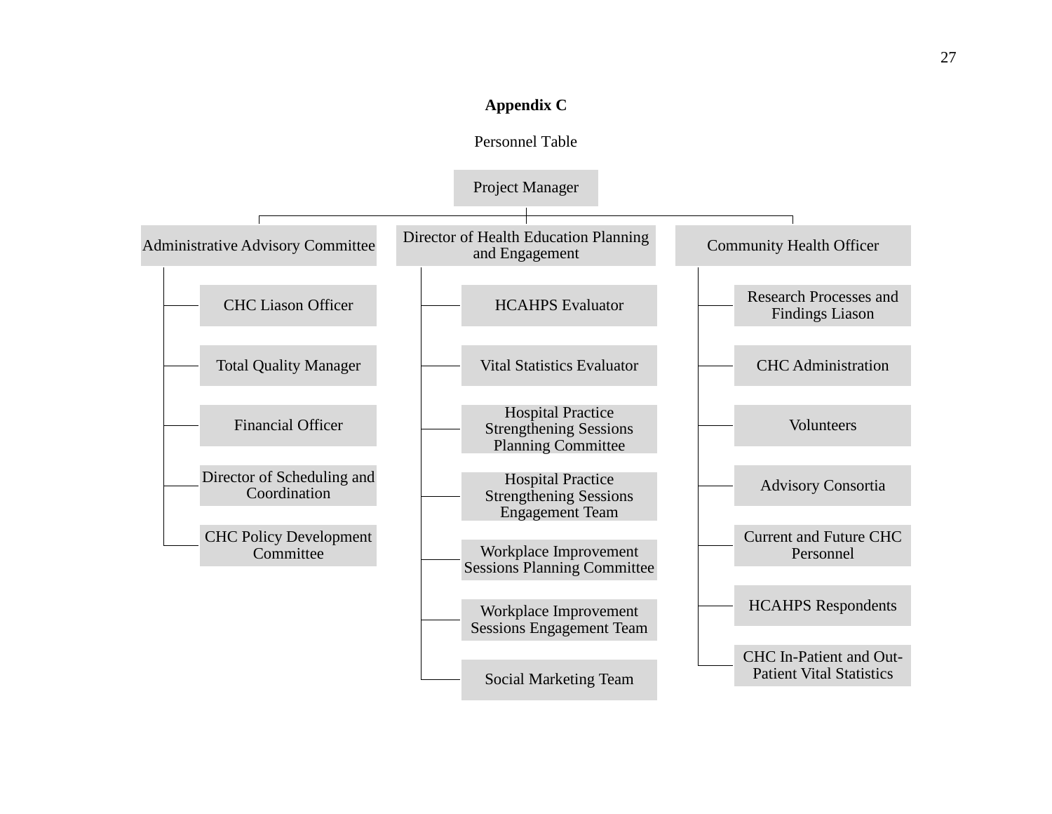**Appendix C**

Personnel Table

- Project Manager
  - Administrative Advisory Committee
    - CHC Liason Officer
    - Total Quality Manager
    - Financial Officer
    - Director of Scheduling and Coordination
    - CHC Policy Development Committee
  - Director of Health Education Planning and Engagement
    - HCAHPS Evaluator
    - Vital Statistics Evaluator
    - Hospital Practice Strengthening Sessions Planning Committee
    - Hospital Practice Strengthening Sessions Engagement Team
    - Workplace Improvement Sessions Planning Committee
    - Workplace Improvement Sessions Engagement Team
    - Social Marketing Team
  - Community Health Officer
    - Research Processes and Findings Liason
    - CHC Administration
    - Volunteers
    - Advisory Consortia
    - Current and Future CHC Personnel
    - HCAHPS Respondents
    - CHC In-Patient and Out-Patient Vital Statistics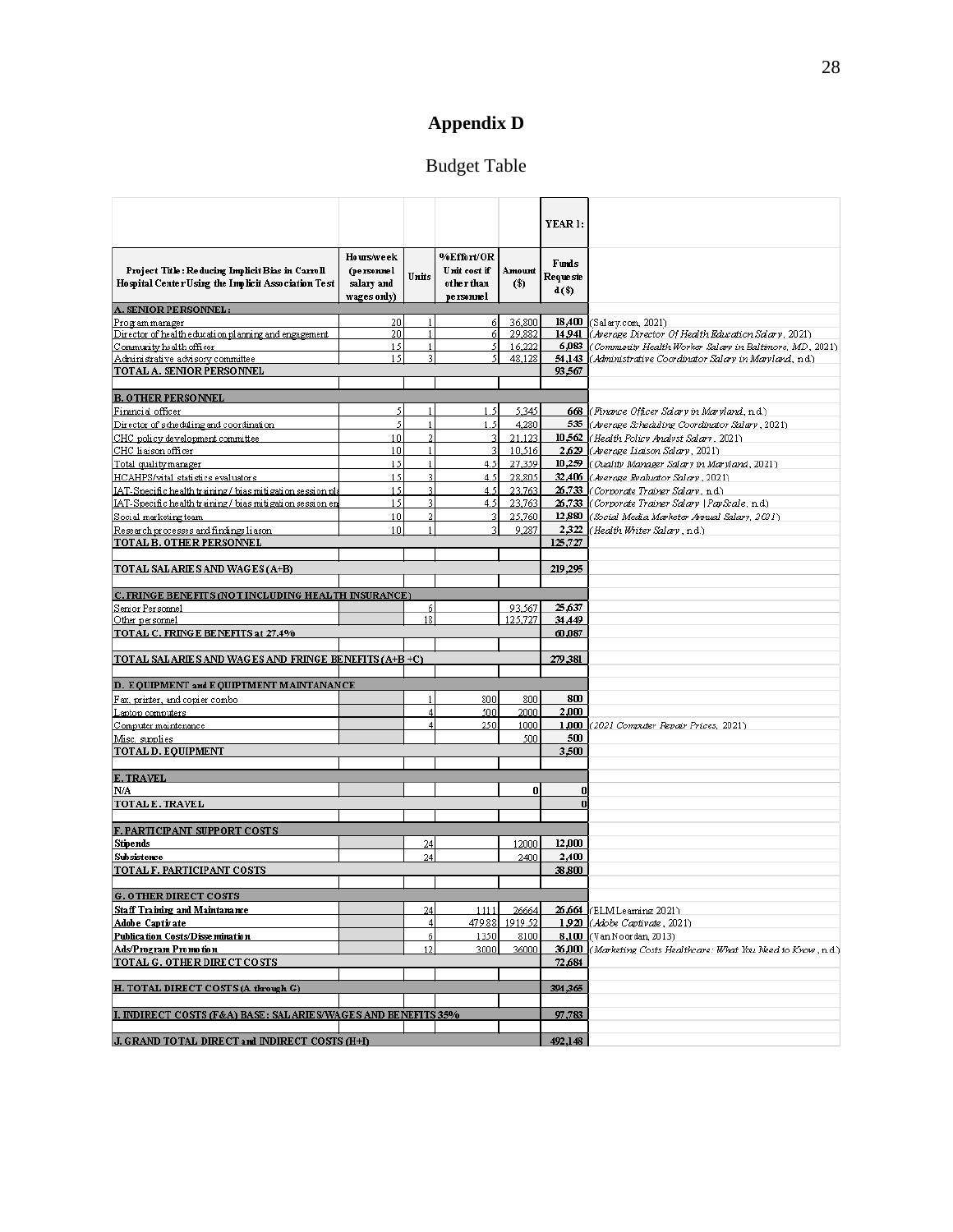# Appendix D

Budget Table

| Project Title: Reducing Implicit Bias in Carroll Hospital Center Using the Implicit Association Test | Hours/week (personnel salary and wages only) | Units | %Effort/OR Unit cost if other than personnel | Amount ($) | YEAR 1: Funds Requested ($) | |
|---|---|---|---|---|---|---|
| **A. SENIOR PERSONNEL:** | | | | | | |
| Program manager | 20 | 1 | 6 | 36,800 | 18,400 | (Salary.com, 2021) |
| Director of health education planning and engagement | 20 | 1 | 6 | 29,882 | 14,941 | (*Average Director Of Health Education Salary*, 2021) |
| Community health officer | 15 | 1 | 5 | 16,222 | 6,083 | (*Community Health Worker Salary in Baltimore, MD*, 2021) |
| Administrative advisory committee | 15 | 3 | 5 | 48,128 | 54,143 | (*Administrative Coordinator Salary in Maryland*, n.d.) |
| **TOTAL A. SENIOR PERSONNEL** | | | | | 93,567 | |
| **B. OTHER PERSONNEL** | | | | | | |
| Financial officer | 5 | 1 | 1.5 | 5,345 | 668 | (*Finance Officer Salary in Maryland*, n.d.) |
| Director of scheduling and coordination | 5 | 1 | 1.5 | 4,280 | 535 | (*Average Scheduling Coordinator Salary*, 2021) |
| CHC policy development committee | 10 | 2 | 3 | 21,123 | 10,562 | (*Health Policy Analyst Salary*, 2021) |
| CHC liaison officer | 10 | 1 | 3 | 10,516 | 2,629 | (*Average Liaison Salary*, 2021) |
| Total quality manager | 15 | 1 | 4.5 | 27,359 | 10,259 | (*Quality Manager Salary in Maryland*, 2021) |
| HCAHPS/vital statistics evaluators | 15 | 3 | 4.5 | 28,805 | 32,406 | (*Average Evaluator Salary*, 2021) |
| IAT-Specific health training / bias mitigation session pla | 15 | 3 | 4.5 | 23,763 | 26,733 | (*Corporate Trainer Salary*, n.d.) |
| IAT-Specific health training / bias mitigation session en | 15 | 3 | 4.5 | 23,763 | 26,733 | (*Corporate Trainer Salary \| PayScale*, n.d.) |
| Social marketing team | 10 | 2 | 3 | 25,760 | 12,880 | (*Social Media Marketer Annual Salary*, 2021) |
| Research processes and findings liason | 10 | 1 | 3 | 9,287 | 2,322 | (*Health Writer Salary*, n.d.) |
| **TOTAL B. OTHER PERSONNEL** | | | | | 125,727 | |
| **TOTAL SALARIES AND WAGES (A+B)** | | | | | 219,295 | |
| **C. FRINGE BENEFITS (NOT INCLUDING HEALTH INSURANCE)** | | | | | | |
| Senior Personnel | | 6 | | 93,567 | 25,637 | |
| Other personnel | | 18 | | 125,727 | 34,449 | |
| **TOTAL C. FRINGE BENEFITS at 27.4%** | | | | | 60,087 | |
| **TOTAL SALARIES AND WAGES AND FRINGE BENEFITS (A+B+C)** | | | | | 279,381 | |
| **D. EQUIPMENT and EQUIPTMENT MAINTANANCE** | | | | | | |
| Fax, printer, and copier combo | | 1 | 800 | 800 | 800 | |
| Laptop computers | | 4 | 500 | 2000 | 2,000 | |
| Computer maintenance | | 4 | 250 | 1000 | 1,000 | (*2021 Computer Repair Prices*, 2021) |
| Misc. supplies | | | | 500 | 500 | |
| **TOTAL D. EQUIPMENT** | | | | | 3,500 | |
| **E. TRAVEL** | | | | | | |
| N/A | | | | 0 | 0 | |
| **TOTAL E. TRAVEL** | | | | | 0 | |
| **F. PARTICIPANT SUPPORT COSTS** | | | | | | |
| Stipends | | 24 | | 12000 | 12,000 | |
| Subsistence | | 24 | | 2400 | 2,400 | |
| **TOTAL F. PARTICIPANT COSTS** | | | | | 38,800 | |
| **G. OTHER DIRECT COSTS** | | | | | | |
| Staff Training and Maintanance | | 24 | 1111 | 26664 | 26,664 | (ELM Learning 2021) |
| Adobe Captivate | | 4 | 479.88 | 1919.52 | 1,920 | (*Adobe Captivate*, 2021) |
| Publication Costs/Dissemination | | 6 | 1350 | 8100 | 8,100 | (Van Noordan, 2013) |
| Ads/Program Promotion | | 12 | 3000 | 36000 | 36,000 | (*Marketing Costs Healthcare: What You Need to Know*, n.d.) |
| **TOTAL G. OTHER DIRECT COSTS** | | | | | 72,684 | |
| **H. TOTAL DIRECT COSTS (A through G)** | | | | | 394,365 | |
| **I. INDIRECT COSTS (F&A) BASE: SALARIES/WAGES AND BENEFITS 35%** | | | | | 97,783 | |
| **J. GRAND TOTAL DIRECT and INDIRECT COSTS (H+I)** | | | | | 492,148 | |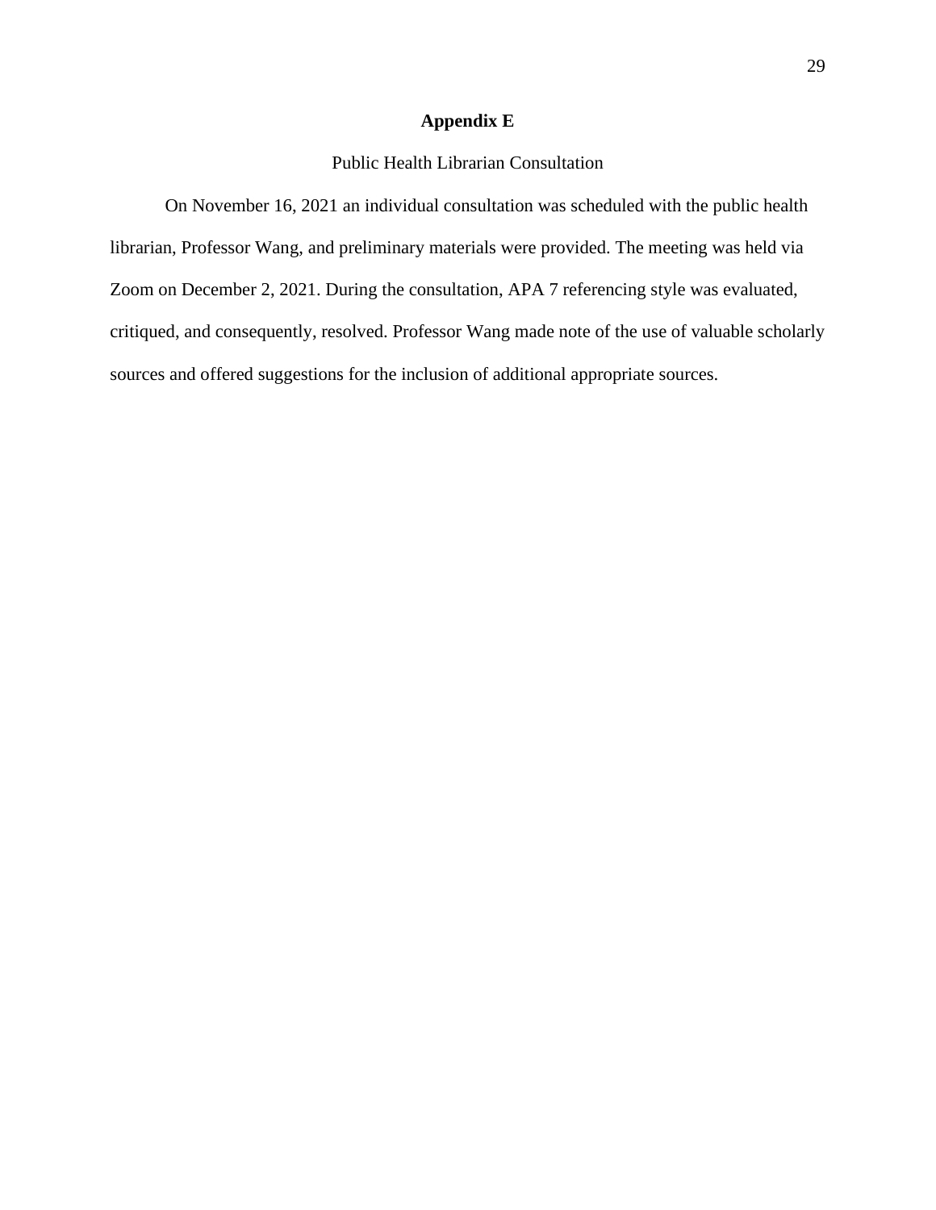# Appendix E

## Public Health Librarian Consultation

On November 16, 2021 an individual consultation was scheduled with the public health librarian, Professor Wang, and preliminary materials were provided. The meeting was held via Zoom on December 2, 2021. During the consultation, APA 7 referencing style was evaluated, critiqued, and consequently, resolved. Professor Wang made note of the use of valuable scholarly sources and offered suggestions for the inclusion of additional appropriate sources.